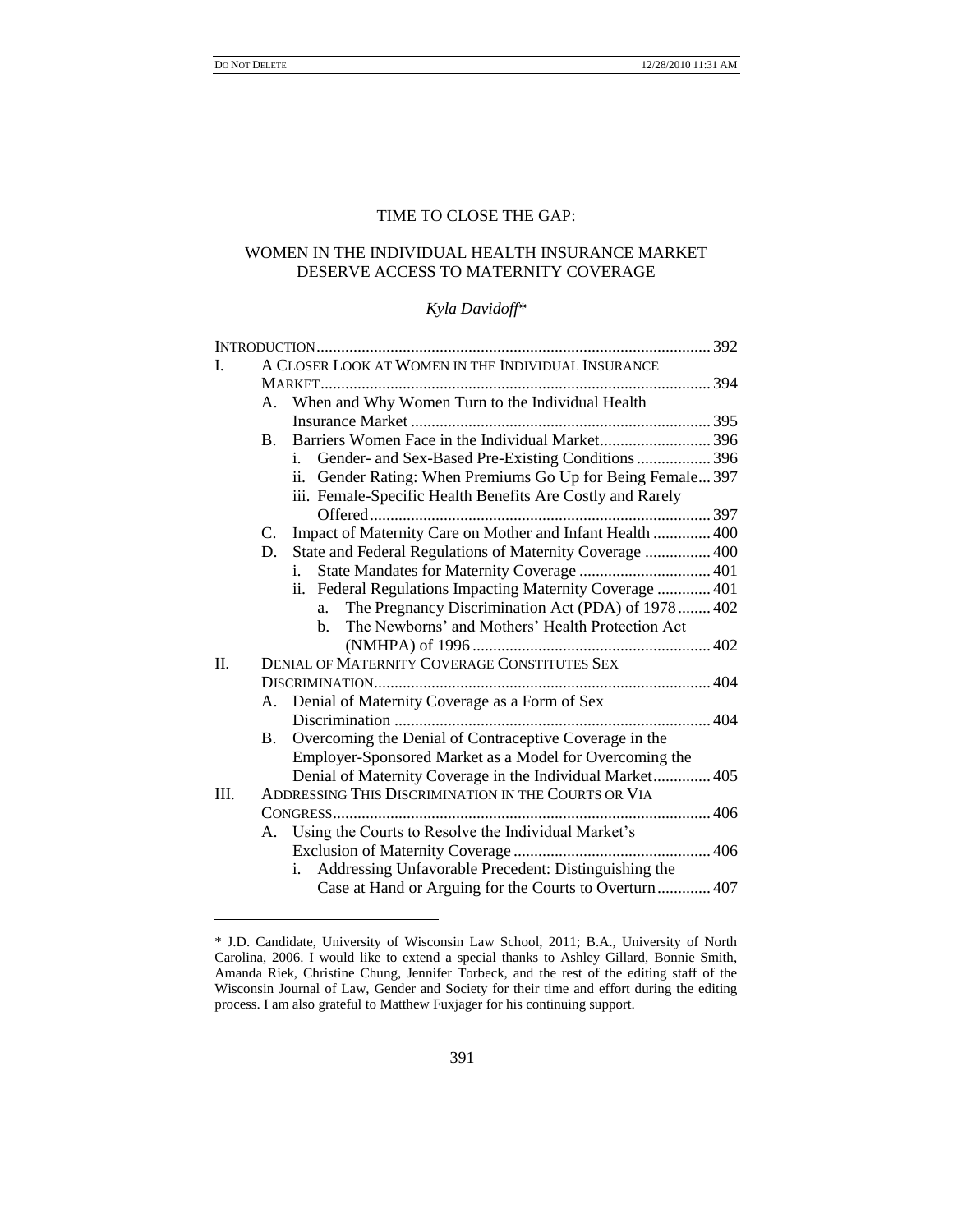# TIME TO CLOSE THE GAP:

## WOMEN IN THE INDIVIDUAL HEALTH INSURANCE MARKET DESERVE ACCESS TO MATERNITY COVERAGE

*Kyla Davidoff\**

| | |
|---|---|
| INTRODUCTION | 392 |
| I. A CLOSER LOOK AT WOMEN IN THE INDIVIDUAL INSURANCE MARKET | 394 |
| A. When and Why Women Turn to the Individual Health Insurance Market | 395 |
| B. Barriers Women Face in the Individual Market | 396 |
| i. Gender- and Sex-Based Pre-Existing Conditions | 396 |
| ii. Gender Rating: When Premiums Go Up for Being Female | 397 |
| iii. Female-Specific Health Benefits Are Costly and Rarely Offered | 397 |
| C. Impact of Maternity Care on Mother and Infant Health | 400 |
| D. State and Federal Regulations of Maternity Coverage | 400 |
| i. State Mandates for Maternity Coverage | 401 |
| ii. Federal Regulations Impacting Maternity Coverage | 401 |
| a. The Pregnancy Discrimination Act (PDA) of 1978 | 402 |
| b. The Newborns' and Mothers' Health Protection Act (NMHPA) of 1996 | 402 |
| II. DENIAL OF MATERNITY COVERAGE CONSTITUTES SEX DISCRIMINATION | 404 |
| A. Denial of Maternity Coverage as a Form of Sex Discrimination | 404 |
| B. Overcoming the Denial of Contraceptive Coverage in the Employer-Sponsored Market as a Model for Overcoming the Denial of Maternity Coverage in the Individual Market | 405 |
| III. ADDRESSING THIS DISCRIMINATION IN THE COURTS OR VIA CONGRESS | 406 |
| A. Using the Courts to Resolve the Individual Market's Exclusion of Maternity Coverage | 406 |
| i. Addressing Unfavorable Precedent: Distinguishing the Case at Hand or Arguing for the Courts to Overturn | 407 |

\* J.D. Candidate, University of Wisconsin Law School, 2011; B.A., University of North Carolina, 2006. I would like to extend a special thanks to Ashley Gillard, Bonnie Smith, Amanda Riek, Christine Chung, Jennifer Torbeck, and the rest of the editing staff of the Wisconsin Journal of Law, Gender and Society for their time and effort during the editing process. I am also grateful to Matthew Fuxjager for his continuing support.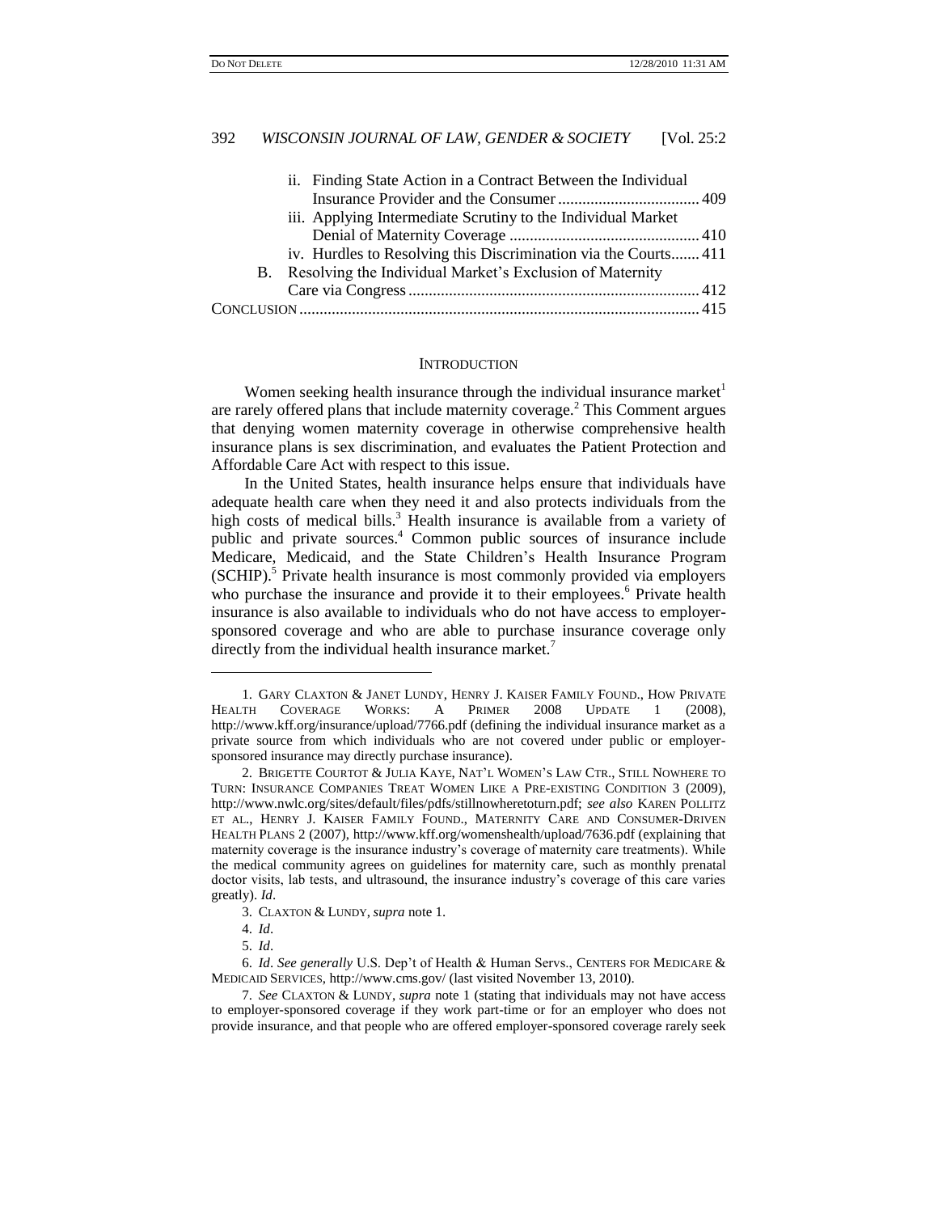ii. Finding State Action in a Contract Between the Individual Insurance Provider and the Consumer ................................... 409

iii. Applying Intermediate Scrutiny to the Individual Market Denial of Maternity Coverage ............................................... 410

iv. Hurdles to Resolving this Discrimination via the Courts....... 411

B. Resolving the Individual Market's Exclusion of Maternity Care via Congress ........................................................................ 412

CONCLUSION .................................................................................................. 415

## INTRODUCTION

Women seeking health insurance through the individual insurance market[1] are rarely offered plans that include maternity coverage.[2] This Comment argues that denying women maternity coverage in otherwise comprehensive health insurance plans is sex discrimination, and evaluates the Patient Protection and Affordable Care Act with respect to this issue.

In the United States, health insurance helps ensure that individuals have adequate health care when they need it and also protects individuals from the high costs of medical bills.[3] Health insurance is available from a variety of public and private sources.[4] Common public sources of insurance include Medicare, Medicaid, and the State Children's Health Insurance Program (SCHIP).[5] Private health insurance is most commonly provided via employers who purchase the insurance and provide it to their employees.[6] Private health insurance is also available to individuals who do not have access to employer-sponsored coverage and who are able to purchase insurance coverage only directly from the individual health insurance market.[7]

---

1. GARY CLAXTON & JANET LUNDY, HENRY J. KAISER FAMILY FOUND., HOW PRIVATE HEALTH COVERAGE WORKS: A PRIMER 2008 UPDATE 1 (2008), http://www.kff.org/insurance/upload/7766.pdf (defining the individual insurance market as a private source from which individuals who are not covered under public or employer-sponsored insurance may directly purchase insurance).

2. BRIGETTE COURTOT & JULIA KAYE, NAT'L WOMEN'S LAW CTR., STILL NOWHERE TO TURN: INSURANCE COMPANIES TREAT WOMEN LIKE A PRE-EXISTING CONDITION 3 (2009), http://www.nwlc.org/sites/default/files/pdfs/stillnowheretoturn.pdf; *see also* KAREN POLLITZ ET AL., HENRY J. KAISER FAMILY FOUND., MATERNITY CARE AND CONSUMER-DRIVEN HEALTH PLANS 2 (2007), http://www.kff.org/womenshealth/upload/7636.pdf (explaining that maternity coverage is the insurance industry's coverage of maternity care treatments). While the medical community agrees on guidelines for maternity care, such as monthly prenatal doctor visits, lab tests, and ultrasound, the insurance industry's coverage of this care varies greatly). *Id*.

3. CLAXTON & LUNDY, *supra* note 1.

4. *Id*.

5. *Id*.

6. *Id*. *See generally* U.S. Dep't of Health & Human Servs., CENTERS FOR MEDICARE & MEDICAID SERVICES, http://www.cms.gov/ (last visited November 13, 2010).

7. *See* CLAXTON & LUNDY, *supra* note 1 (stating that individuals may not have access to employer-sponsored coverage if they work part-time or for an employer who does not provide insurance, and that people who are offered employer-sponsored coverage rarely seek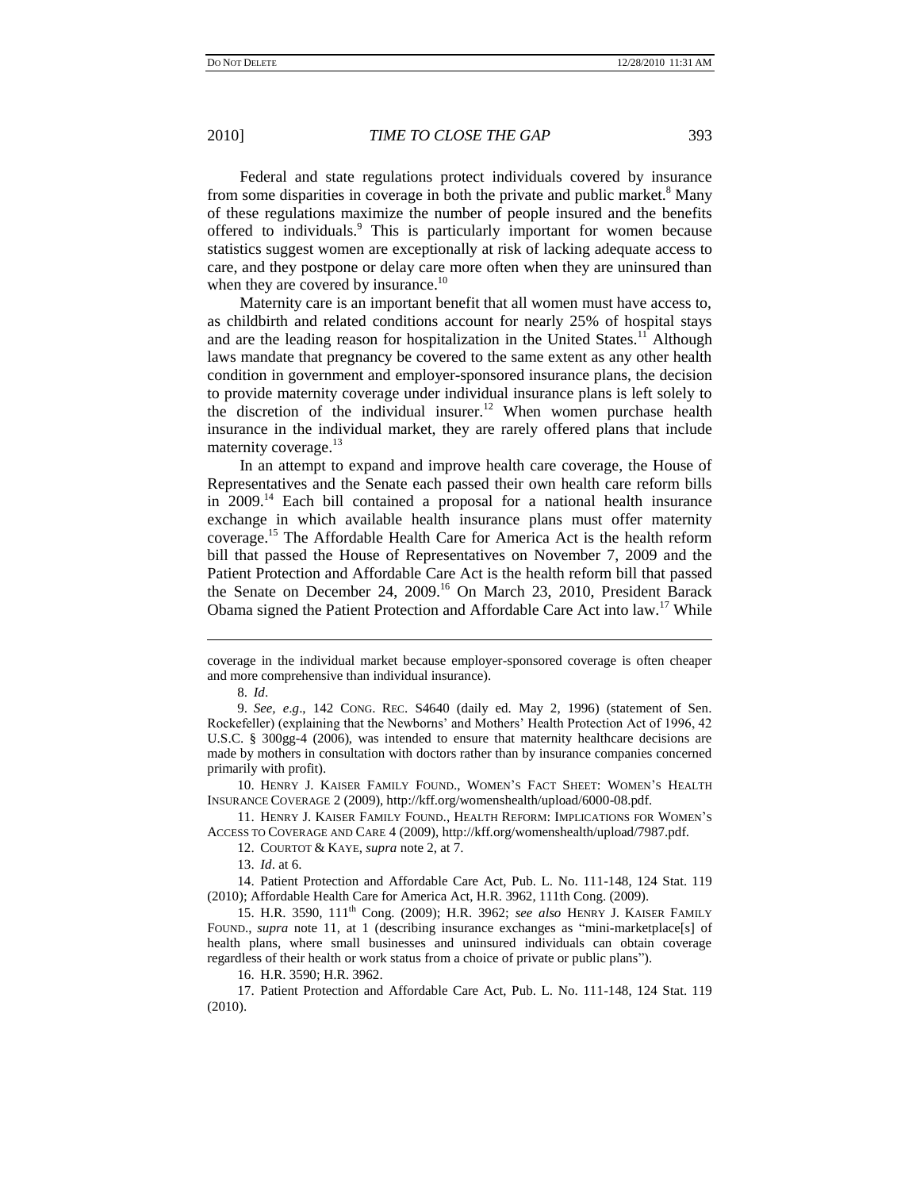Federal and state regulations protect individuals covered by insurance from some disparities in coverage in both the private and public market.[8] Many of these regulations maximize the number of people insured and the benefits offered to individuals.[9] This is particularly important for women because statistics suggest women are exceptionally at risk of lacking adequate access to care, and they postpone or delay care more often when they are uninsured than when they are covered by insurance.[10]

Maternity care is an important benefit that all women must have access to, as childbirth and related conditions account for nearly 25% of hospital stays and are the leading reason for hospitalization in the United States.[11] Although laws mandate that pregnancy be covered to the same extent as any other health condition in government and employer-sponsored insurance plans, the decision to provide maternity coverage under individual insurance plans is left solely to the discretion of the individual insurer.[12] When women purchase health insurance in the individual market, they are rarely offered plans that include maternity coverage.[13]

In an attempt to expand and improve health care coverage, the House of Representatives and the Senate each passed their own health care reform bills in 2009.[14] Each bill contained a proposal for a national health insurance exchange in which available health insurance plans must offer maternity coverage.[15] The Affordable Health Care for America Act is the health reform bill that passed the House of Representatives on November 7, 2009 and the Patient Protection and Affordable Care Act is the health reform bill that passed the Senate on December 24, 2009.[16] On March 23, 2010, President Barack Obama signed the Patient Protection and Affordable Care Act into law.[17] While

---

coverage in the individual market because employer-sponsored coverage is often cheaper and more comprehensive than individual insurance).

8. *Id*.

9. *See, e.g*., 142 CONG. REC. S4640 (daily ed. May 2, 1996) (statement of Sen. Rockefeller) (explaining that the Newborns' and Mothers' Health Protection Act of 1996, 42 U.S.C. § 300gg-4 (2006), was intended to ensure that maternity healthcare decisions are made by mothers in consultation with doctors rather than by insurance companies concerned primarily with profit).

10. HENRY J. KAISER FAMILY FOUND., WOMEN'S FACT SHEET: WOMEN'S HEALTH INSURANCE COVERAGE 2 (2009), http://kff.org/womenshealth/upload/6000-08.pdf.

11. HENRY J. KAISER FAMILY FOUND., HEALTH REFORM: IMPLICATIONS FOR WOMEN'S ACCESS TO COVERAGE AND CARE 4 (2009), http://kff.org/womenshealth/upload/7987.pdf.

12. COURTOT & KAYE, *supra* note 2, at 7.

13. *Id*. at 6.

14. Patient Protection and Affordable Care Act, Pub. L. No. 111-148, 124 Stat. 119 (2010); Affordable Health Care for America Act, H.R. 3962, 111th Cong. (2009).

15. H.R. 3590, 111th Cong. (2009); H.R. 3962; *see also* HENRY J. KAISER FAMILY FOUND., *supra* note 11, at 1 (describing insurance exchanges as "mini-marketplace[s] of health plans, where small businesses and uninsured individuals can obtain coverage regardless of their health or work status from a choice of private or public plans").

16. H.R. 3590; H.R. 3962.

17. Patient Protection and Affordable Care Act, Pub. L. No. 111-148, 124 Stat. 119 (2010).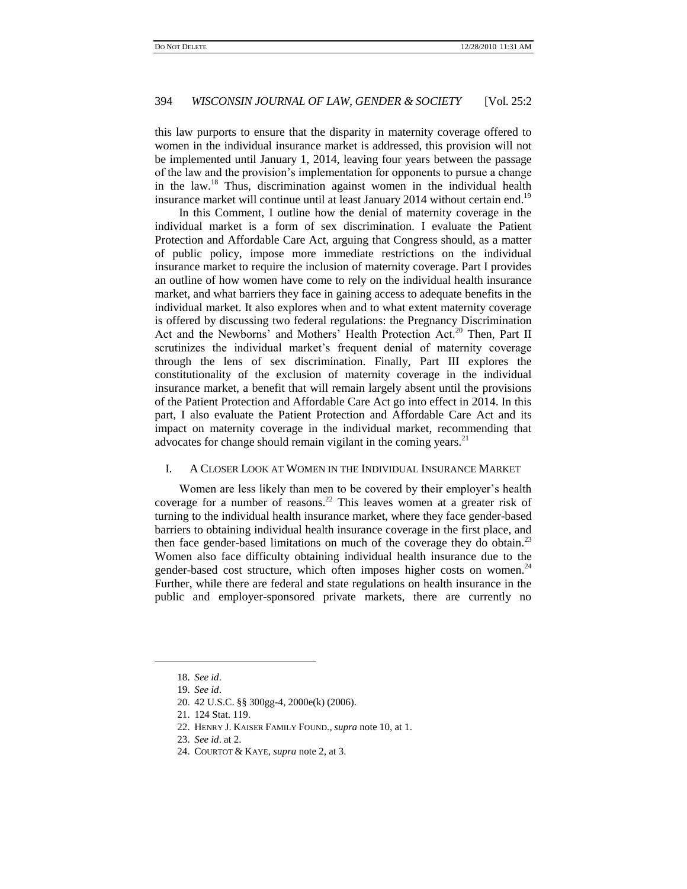this law purports to ensure that the disparity in maternity coverage offered to women in the individual insurance market is addressed, this provision will not be implemented until January 1, 2014, leaving four years between the passage of the law and the provision's implementation for opponents to pursue a change in the law.[18] Thus, discrimination against women in the individual health insurance market will continue until at least January 2014 without certain end.[19]

In this Comment, I outline how the denial of maternity coverage in the individual market is a form of sex discrimination. I evaluate the Patient Protection and Affordable Care Act, arguing that Congress should, as a matter of public policy, impose more immediate restrictions on the individual insurance market to require the inclusion of maternity coverage. Part I provides an outline of how women have come to rely on the individual health insurance market, and what barriers they face in gaining access to adequate benefits in the individual market. It also explores when and to what extent maternity coverage is offered by discussing two federal regulations: the Pregnancy Discrimination Act and the Newborns' and Mothers' Health Protection Act.[20] Then, Part II scrutinizes the individual market's frequent denial of maternity coverage through the lens of sex discrimination. Finally, Part III explores the constitutionality of the exclusion of maternity coverage in the individual insurance market, a benefit that will remain largely absent until the provisions of the Patient Protection and Affordable Care Act go into effect in 2014. In this part, I also evaluate the Patient Protection and Affordable Care Act and its impact on maternity coverage in the individual market, recommending that advocates for change should remain vigilant in the coming years.[21]

## I. A Closer Look at Women in the Individual Insurance Market

Women are less likely than men to be covered by their employer's health coverage for a number of reasons.[22] This leaves women at a greater risk of turning to the individual health insurance market, where they face gender-based barriers to obtaining individual health insurance coverage in the first place, and then face gender-based limitations on much of the coverage they do obtain.[23] Women also face difficulty obtaining individual health insurance due to the gender-based cost structure, which often imposes higher costs on women.[24] Further, while there are federal and state regulations on health insurance in the public and employer-sponsored private markets, there are currently no

---

18. *See id*.

19. *See id*.

20. 42 U.S.C. §§ 300gg-4, 2000e(k) (2006).

21. 124 Stat. 119.

22. Henry J. Kaiser Family Found., *supra* note 10, at 1.

23. *See id*. at 2.

24. Courtot & Kaye, *supra* note 2, at 3.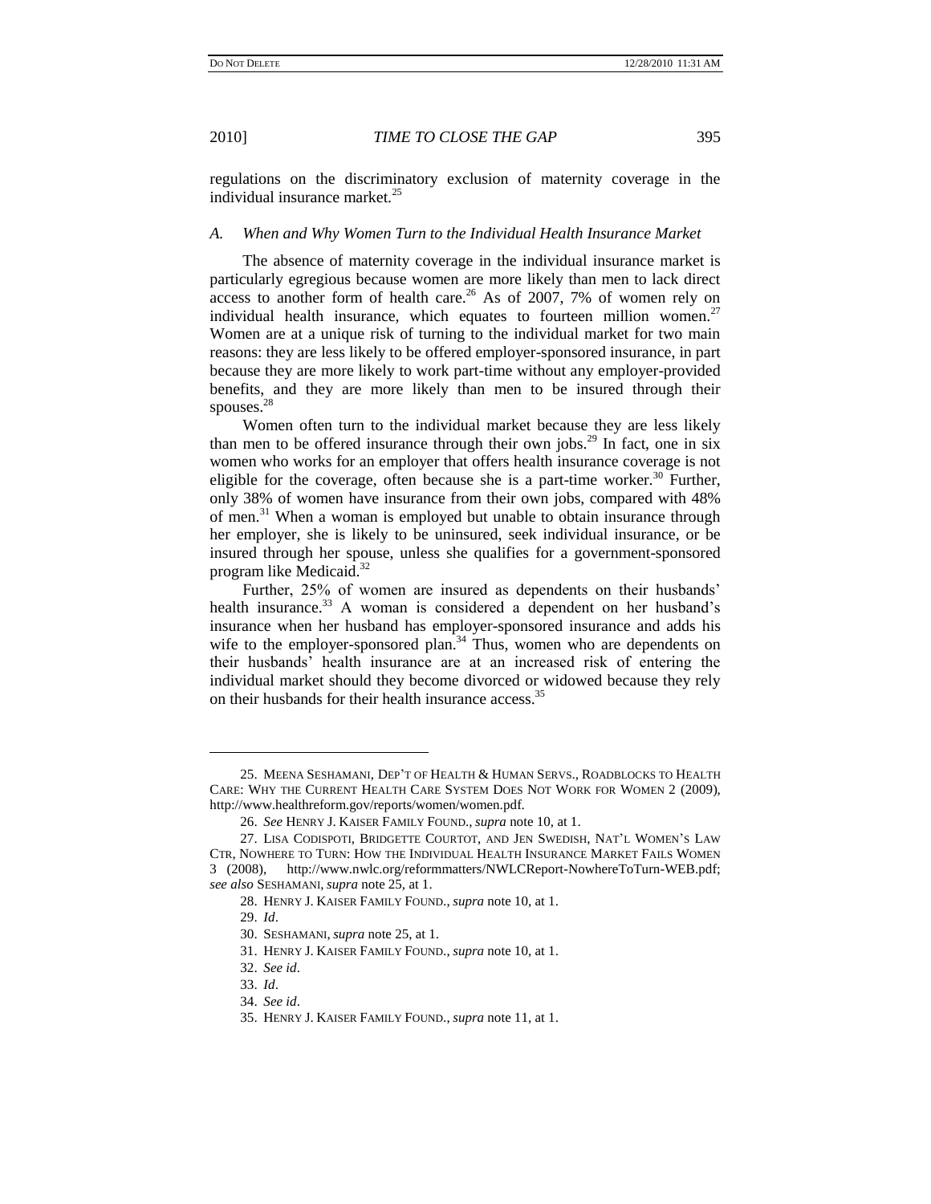regulations on the discriminatory exclusion of maternity coverage in the individual insurance market.[25]

### *A. When and Why Women Turn to the Individual Health Insurance Market*

The absence of maternity coverage in the individual insurance market is particularly egregious because women are more likely than men to lack direct access to another form of health care.[26] As of 2007, 7% of women rely on individual health insurance, which equates to fourteen million women.[27] Women are at a unique risk of turning to the individual market for two main reasons: they are less likely to be offered employer-sponsored insurance, in part because they are more likely to work part-time without any employer-provided benefits, and they are more likely than men to be insured through their spouses.[28]

Women often turn to the individual market because they are less likely than men to be offered insurance through their own jobs.[29] In fact, one in six women who works for an employer that offers health insurance coverage is not eligible for the coverage, often because she is a part-time worker.[30] Further, only 38% of women have insurance from their own jobs, compared with 48% of men.[31] When a woman is employed but unable to obtain insurance through her employer, she is likely to be uninsured, seek individual insurance, or be insured through her spouse, unless she qualifies for a government-sponsored program like Medicaid.[32]

Further, 25% of women are insured as dependents on their husbands' health insurance.[33] A woman is considered a dependent on her husband's insurance when her husband has employer-sponsored insurance and adds his wife to the employer-sponsored plan.[34] Thus, women who are dependents on their husbands' health insurance are at an increased risk of entering the individual market should they become divorced or widowed because they rely on their husbands for their health insurance access.[35]

---

25. MEENA SESHAMANI, DEP'T OF HEALTH & HUMAN SERVS., ROADBLOCKS TO HEALTH CARE: WHY THE CURRENT HEALTH CARE SYSTEM DOES NOT WORK FOR WOMEN 2 (2009), http://www.healthreform.gov/reports/women/women.pdf.

26. *See* HENRY J. KAISER FAMILY FOUND., *supra* note 10, at 1.

27. LISA CODISPOTI, BRIDGETTE COURTOT, AND JEN SWEDISH, NAT'L WOMEN'S LAW CTR, NOWHERE TO TURN: HOW THE INDIVIDUAL HEALTH INSURANCE MARKET FAILS WOMEN 3 (2008), http://www.nwlc.org/reformmatters/NWLCReport-NowhereToTurn-WEB.pdf; *see also* SESHAMANI, *supra* note 25, at 1.

28. HENRY J. KAISER FAMILY FOUND., *supra* note 10, at 1.

29. *Id*.

30. SESHAMANI, *supra* note 25, at 1.

31. HENRY J. KAISER FAMILY FOUND., *supra* note 10, at 1.

32. *See id*.

33. *Id*.

34. *See id*.

35. HENRY J. KAISER FAMILY FOUND., *supra* note 11, at 1.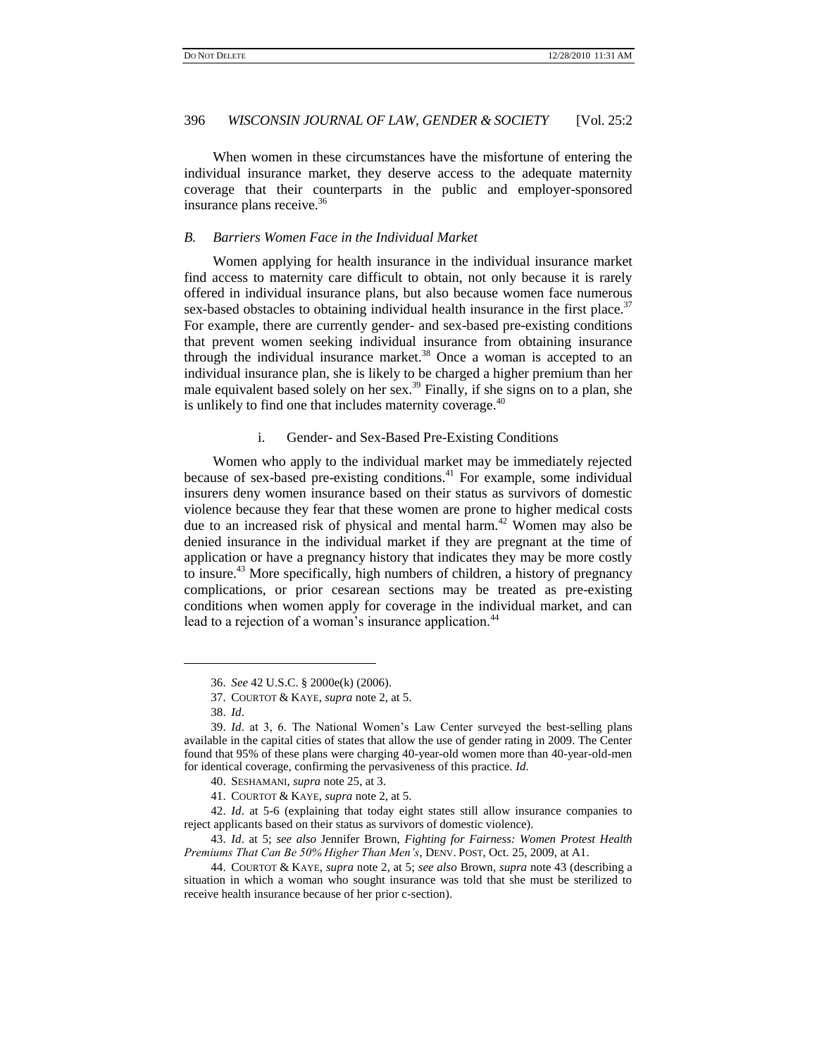When women in these circumstances have the misfortune of entering the individual insurance market, they deserve access to the adequate maternity coverage that their counterparts in the public and employer-sponsored insurance plans receive.[36]

### *B. Barriers Women Face in the Individual Market*

Women applying for health insurance in the individual insurance market find access to maternity care difficult to obtain, not only because it is rarely offered in individual insurance plans, but also because women face numerous sex-based obstacles to obtaining individual health insurance in the first place.[37] For example, there are currently gender- and sex-based pre-existing conditions that prevent women seeking individual insurance from obtaining insurance through the individual insurance market.[38] Once a woman is accepted to an individual insurance plan, she is likely to be charged a higher premium than her male equivalent based solely on her sex.[39] Finally, if she signs on to a plan, she is unlikely to find one that includes maternity coverage.[40]

#### i. Gender- and Sex-Based Pre-Existing Conditions

Women who apply to the individual market may be immediately rejected because of sex-based pre-existing conditions.[41] For example, some individual insurers deny women insurance based on their status as survivors of domestic violence because they fear that these women are prone to higher medical costs due to an increased risk of physical and mental harm.[42] Women may also be denied insurance in the individual market if they are pregnant at the time of application or have a pregnancy history that indicates they may be more costly to insure.[43] More specifically, high numbers of children, a history of pregnancy complications, or prior cesarean sections may be treated as pre-existing conditions when women apply for coverage in the individual market, and can lead to a rejection of a woman's insurance application.[44]

---

36. *See* 42 U.S.C. § 2000e(k) (2006).

37. COURTOT & KAYE, *supra* note 2, at 5.

38. *Id*.

39. *Id*. at 3, 6. The National Women's Law Center surveyed the best-selling plans available in the capital cities of states that allow the use of gender rating in 2009. The Center found that 95% of these plans were charging 40-year-old women more than 40-year-old-men for identical coverage, confirming the pervasiveness of this practice. *Id*.

40. SESHAMANI, *supra* note 25, at 3.

41. COURTOT & KAYE, *supra* note 2, at 5.

42. *Id*. at 5-6 (explaining that today eight states still allow insurance companies to reject applicants based on their status as survivors of domestic violence).

43. *Id*. at 5; *see also* Jennifer Brown, *Fighting for Fairness: Women Protest Health Premiums That Can Be 50% Higher Than Men's*, DENV. POST, Oct. 25, 2009, at A1.

44. COURTOT & KAYE, *supra* note 2, at 5; *see also* Brown, *supra* note 43 (describing a situation in which a woman who sought insurance was told that she must be sterilized to receive health insurance because of her prior c-section).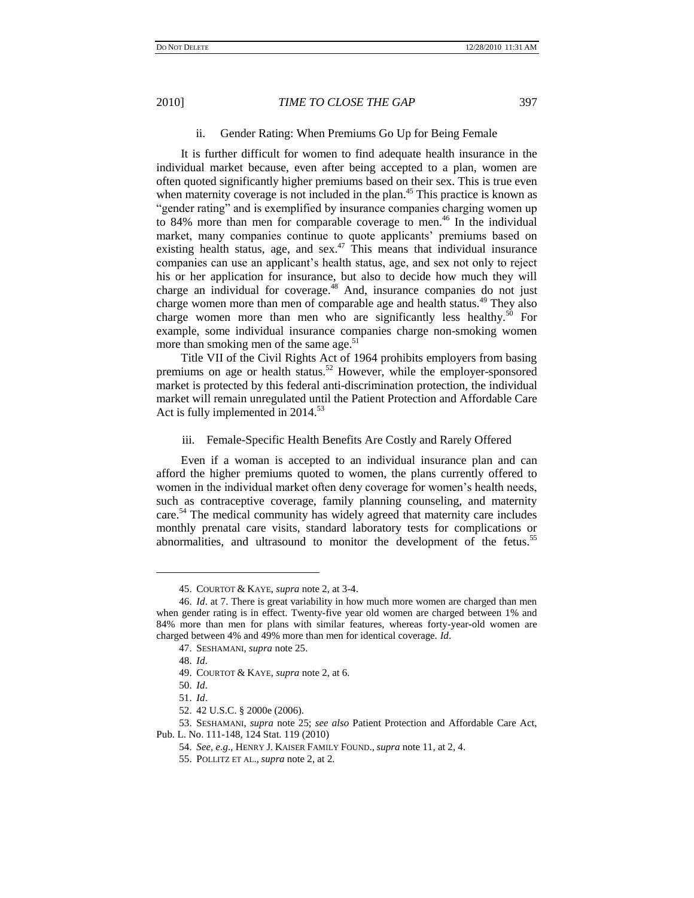### ii. Gender Rating: When Premiums Go Up for Being Female

It is further difficult for women to find adequate health insurance in the individual market because, even after being accepted to a plan, women are often quoted significantly higher premiums based on their sex. This is true even when maternity coverage is not included in the plan.[45] This practice is known as "gender rating" and is exemplified by insurance companies charging women up to 84% more than men for comparable coverage to men.[46] In the individual market, many companies continue to quote applicants' premiums based on existing health status, age, and sex.[47] This means that individual insurance companies can use an applicant's health status, age, and sex not only to reject his or her application for insurance, but also to decide how much they will charge an individual for coverage.[48] And, insurance companies do not just charge women more than men of comparable age and health status.[49] They also charge women more than men who are significantly less healthy.[50] For example, some individual insurance companies charge non-smoking women more than smoking men of the same age.[51]

Title VII of the Civil Rights Act of 1964 prohibits employers from basing premiums on age or health status.[52] However, while the employer-sponsored market is protected by this federal anti-discrimination protection, the individual market will remain unregulated until the Patient Protection and Affordable Care Act is fully implemented in 2014.[53]

### iii. Female-Specific Health Benefits Are Costly and Rarely Offered

Even if a woman is accepted to an individual insurance plan and can afford the higher premiums quoted to women, the plans currently offered to women in the individual market often deny coverage for women's health needs, such as contraceptive coverage, family planning counseling, and maternity care.[54] The medical community has widely agreed that maternity care includes monthly prenatal care visits, standard laboratory tests for complications or abnormalities, and ultrasound to monitor the development of the fetus.[55]

---

45. COURTOT & KAYE, *supra* note 2, at 3-4.

46. *Id*. at 7. There is great variability in how much more women are charged than men when gender rating is in effect. Twenty-five year old women are charged between 1% and 84% more than men for plans with similar features, whereas forty-year-old women are charged between 4% and 49% more than men for identical coverage. *Id*.

47. SESHAMANI, *supra* note 25.

48. *Id*.

49. COURTOT & KAYE, *supra* note 2, at 6.

50. *Id*.

51. *Id*.

52. 42 U.S.C. § 2000e (2006).

53. SESHAMANI, *supra* note 25; *see also* Patient Protection and Affordable Care Act, Pub. L. No. 111-148, 124 Stat. 119 (2010)

54. *See, e.g.*, HENRY J. KAISER FAMILY FOUND., *supra* note 11, at 2, 4.

55. POLLITZ ET AL., *supra* note 2, at 2.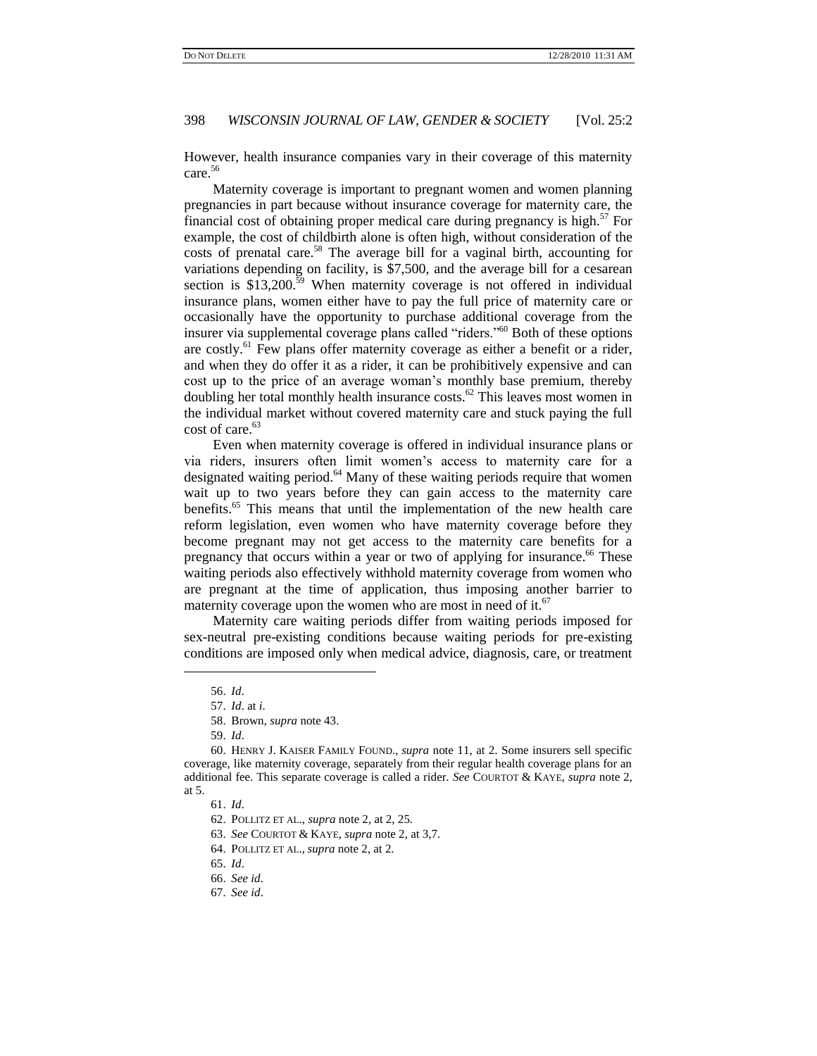However, health insurance companies vary in their coverage of this maternity care.[56]

Maternity coverage is important to pregnant women and women planning pregnancies in part because without insurance coverage for maternity care, the financial cost of obtaining proper medical care during pregnancy is high.[57] For example, the cost of childbirth alone is often high, without consideration of the costs of prenatal care.[58] The average bill for a vaginal birth, accounting for variations depending on facility, is $7,500, and the average bill for a cesarean section is $13,200.[59] When maternity coverage is not offered in individual insurance plans, women either have to pay the full price of maternity care or occasionally have the opportunity to purchase additional coverage from the insurer via supplemental coverage plans called "riders."[60] Both of these options are costly.[61] Few plans offer maternity coverage as either a benefit or a rider, and when they do offer it as a rider, it can be prohibitively expensive and can cost up to the price of an average woman's monthly base premium, thereby doubling her total monthly health insurance costs.[62] This leaves most women in the individual market without covered maternity care and stuck paying the full cost of care.[63]

Even when maternity coverage is offered in individual insurance plans or via riders, insurers often limit women's access to maternity care for a designated waiting period.[64] Many of these waiting periods require that women wait up to two years before they can gain access to the maternity care benefits.[65] This means that until the implementation of the new health care reform legislation, even women who have maternity coverage before they become pregnant may not get access to the maternity care benefits for a pregnancy that occurs within a year or two of applying for insurance.[66] These waiting periods also effectively withhold maternity coverage from women who are pregnant at the time of application, thus imposing another barrier to maternity coverage upon the women who are most in need of it.[67]

Maternity care waiting periods differ from waiting periods imposed for sex-neutral pre-existing conditions because waiting periods for pre-existing conditions are imposed only when medical advice, diagnosis, care, or treatment

---

56. *Id*.

57. *Id*. at *i*.

58. Brown, *supra* note 43.

59. *Id*.

60. HENRY J. KAISER FAMILY FOUND., *supra* note 11, at 2. Some insurers sell specific coverage, like maternity coverage, separately from their regular health coverage plans for an additional fee. This separate coverage is called a rider. *See* COURTOT & KAYE, *supra* note 2, at 5.

61. *Id*.

62. POLLITZ ET AL., *supra* note 2, at 2, 25.

63. *See* COURTOT & KAYE, *supra* note 2, at 3,7.

64. POLLITZ ET AL., *supra* note 2, at 2.

65. *Id*.

66. *See id*.

67. *See id*.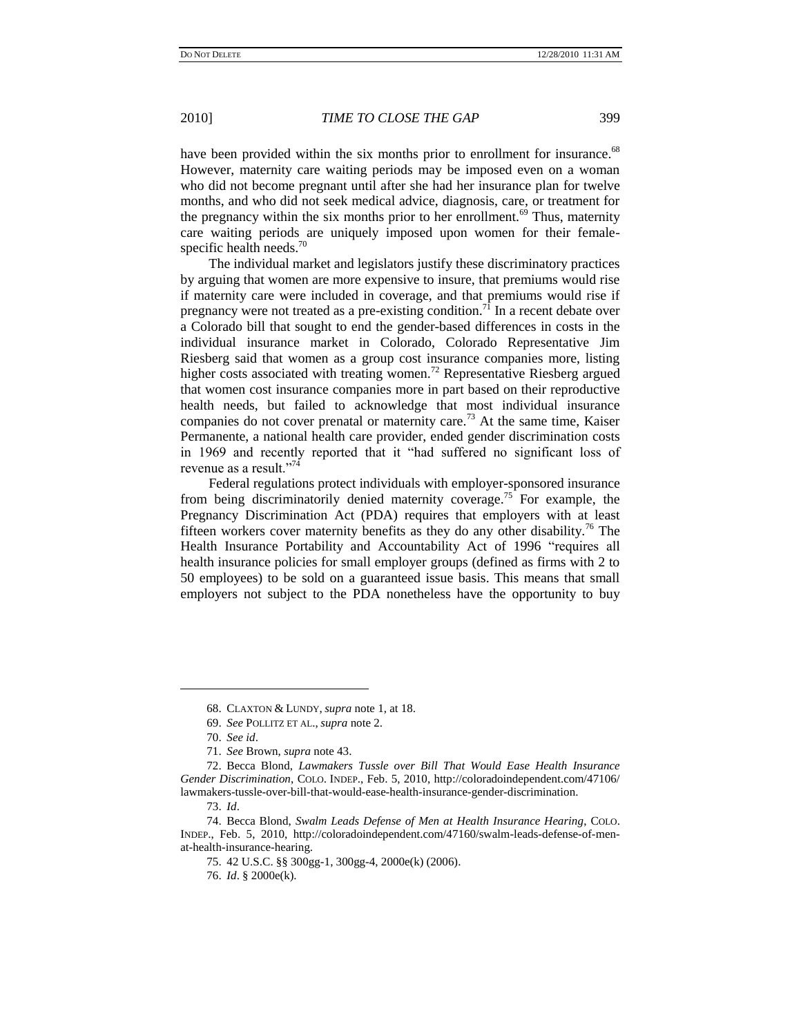have been provided within the six months prior to enrollment for insurance.[68] However, maternity care waiting periods may be imposed even on a woman who did not become pregnant until after she had her insurance plan for twelve months, and who did not seek medical advice, diagnosis, care, or treatment for the pregnancy within the six months prior to her enrollment.[69] Thus, maternity care waiting periods are uniquely imposed upon women for their female-specific health needs.[70]

The individual market and legislators justify these discriminatory practices by arguing that women are more expensive to insure, that premiums would rise if maternity care were included in coverage, and that premiums would rise if pregnancy were not treated as a pre-existing condition.[71] In a recent debate over a Colorado bill that sought to end the gender-based differences in costs in the individual insurance market in Colorado, Colorado Representative Jim Riesberg said that women as a group cost insurance companies more, listing higher costs associated with treating women.[72] Representative Riesberg argued that women cost insurance companies more in part based on their reproductive health needs, but failed to acknowledge that most individual insurance companies do not cover prenatal or maternity care.[73] At the same time, Kaiser Permanente, a national health care provider, ended gender discrimination costs in 1969 and recently reported that it "had suffered no significant loss of revenue as a result."[74]

Federal regulations protect individuals with employer-sponsored insurance from being discriminatorily denied maternity coverage.[75] For example, the Pregnancy Discrimination Act (PDA) requires that employers with at least fifteen workers cover maternity benefits as they do any other disability.[76] The Health Insurance Portability and Accountability Act of 1996 "requires all health insurance policies for small employer groups (defined as firms with 2 to 50 employees) to be sold on a guaranteed issue basis. This means that small employers not subject to the PDA nonetheless have the opportunity to buy

---

68. CLAXTON & LUNDY, *supra* note 1, at 18.

69. *See* POLLITZ ET AL., *supra* note 2.

70. *See id*.

71. *See* Brown, *supra* note 43.

72. Becca Blond, *Lawmakers Tussle over Bill That Would Ease Health Insurance Gender Discrimination*, COLO. INDEP., Feb. 5, 2010, http://coloradoindependent.com/47106/lawmakers-tussle-over-bill-that-would-ease-health-insurance-gender-discrimination.

73. *Id*.

74. Becca Blond, *Swalm Leads Defense of Men at Health Insurance Hearing*, COLO. INDEP., Feb. 5, 2010, http://coloradoindependent.com/47160/swalm-leads-defense-of-men-at-health-insurance-hearing.

75. 42 U.S.C. §§ 300gg-1, 300gg-4, 2000e(k) (2006).

76. *Id*. § 2000e(k).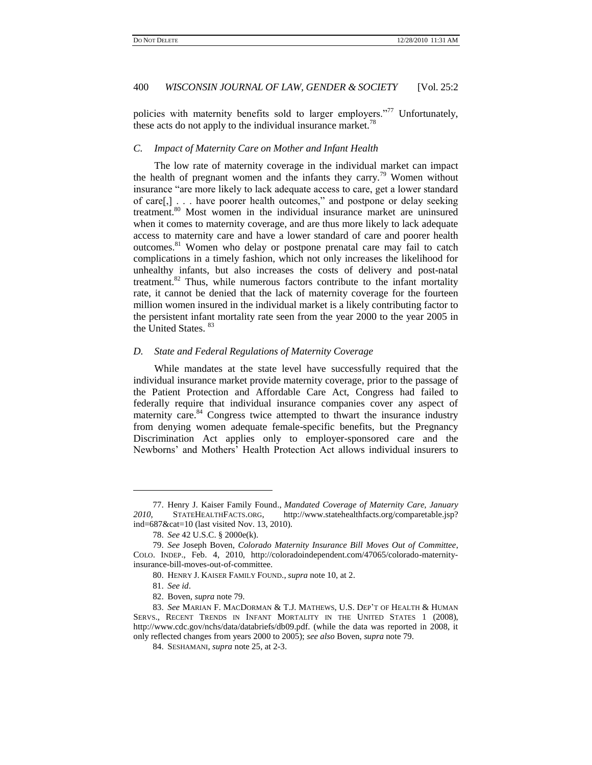policies with maternity benefits sold to larger employers."[77] Unfortunately, these acts do not apply to the individual insurance market.[78]

### *C. Impact of Maternity Care on Mother and Infant Health*

The low rate of maternity coverage in the individual market can impact the health of pregnant women and the infants they carry.[79] Women without insurance "are more likely to lack adequate access to care, get a lower standard of care[,] . . . have poorer health outcomes," and postpone or delay seeking treatment.[80] Most women in the individual insurance market are uninsured when it comes to maternity coverage, and are thus more likely to lack adequate access to maternity care and have a lower standard of care and poorer health outcomes.[81] Women who delay or postpone prenatal care may fail to catch complications in a timely fashion, which not only increases the likelihood for unhealthy infants, but also increases the costs of delivery and post-natal treatment.[82] Thus, while numerous factors contribute to the infant mortality rate, it cannot be denied that the lack of maternity coverage for the fourteen million women insured in the individual market is a likely contributing factor to the persistent infant mortality rate seen from the year 2000 to the year 2005 in the United States. [83]

### *D. State and Federal Regulations of Maternity Coverage*

While mandates at the state level have successfully required that the individual insurance market provide maternity coverage, prior to the passage of the Patient Protection and Affordable Care Act, Congress had failed to federally require that individual insurance companies cover any aspect of maternity care.[84] Congress twice attempted to thwart the insurance industry from denying women adequate female-specific benefits, but the Pregnancy Discrimination Act applies only to employer-sponsored care and the Newborns' and Mothers' Health Protection Act allows individual insurers to

---

77. Henry J. Kaiser Family Found., *Mandated Coverage of Maternity Care, January 2010*, STATEHEALTHFACTS.ORG, http://www.statehealthfacts.org/comparetable.jsp?ind=687&cat=10 (last visited Nov. 13, 2010).

78. *See* 42 U.S.C. § 2000e(k).

79. *See* Joseph Boven, *Colorado Maternity Insurance Bill Moves Out of Committee*, COLO. INDEP., Feb. 4, 2010, http://coloradoindependent.com/47065/colorado-maternity-insurance-bill-moves-out-of-committee.

80. HENRY J. KAISER FAMILY FOUND., *supra* note 10, at 2.

81. *See id*.

82. Boven, *supra* note 79.

83. *See* MARIAN F. MACDORMAN & T.J. MATHEWS, U.S. DEP'T OF HEALTH & HUMAN SERVS., RECENT TRENDS IN INFANT MORTALITY IN THE UNITED STATES 1 (2008), http://www.cdc.gov/nchs/data/databriefs/db09.pdf. (while the data was reported in 2008, it only reflected changes from years 2000 to 2005); *see also* Boven, *supra* note 79.

84. SESHAMANI, *supra* note 25, at 2-3.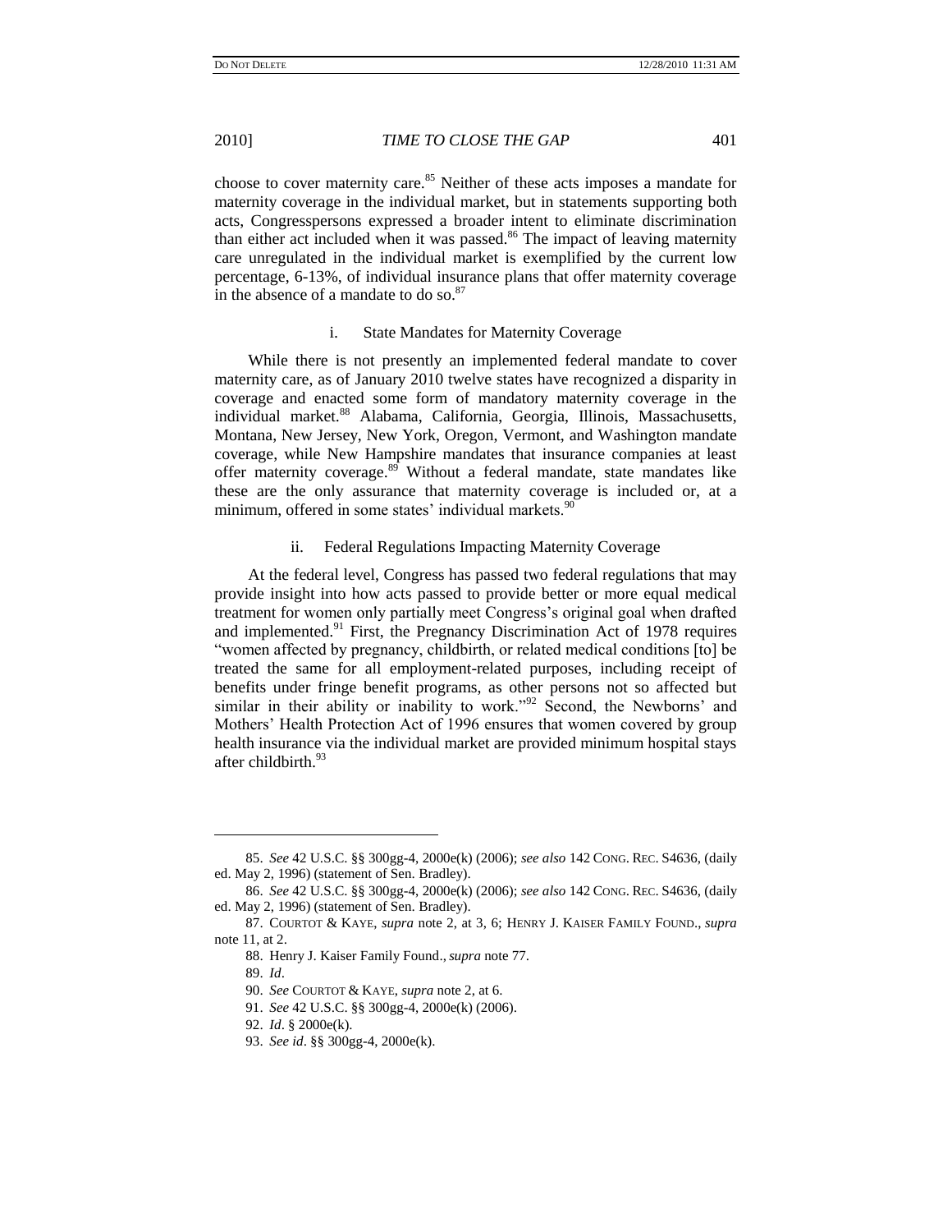choose to cover maternity care.[85] Neither of these acts imposes a mandate for maternity coverage in the individual market, but in statements supporting both acts, Congresspersons expressed a broader intent to eliminate discrimination than either act included when it was passed.[86] The impact of leaving maternity care unregulated in the individual market is exemplified by the current low percentage, 6-13%, of individual insurance plans that offer maternity coverage in the absence of a mandate to do so.[87]

#### i. State Mandates for Maternity Coverage

While there is not presently an implemented federal mandate to cover maternity care, as of January 2010 twelve states have recognized a disparity in coverage and enacted some form of mandatory maternity coverage in the individual market.[88] Alabama, California, Georgia, Illinois, Massachusetts, Montana, New Jersey, New York, Oregon, Vermont, and Washington mandate coverage, while New Hampshire mandates that insurance companies at least offer maternity coverage.[89] Without a federal mandate, state mandates like these are the only assurance that maternity coverage is included or, at a minimum, offered in some states' individual markets.[90]

#### ii. Federal Regulations Impacting Maternity Coverage

At the federal level, Congress has passed two federal regulations that may provide insight into how acts passed to provide better or more equal medical treatment for women only partially meet Congress's original goal when drafted and implemented.[91] First, the Pregnancy Discrimination Act of 1978 requires "women affected by pregnancy, childbirth, or related medical conditions [to] be treated the same for all employment-related purposes, including receipt of benefits under fringe benefit programs, as other persons not so affected but similar in their ability or inability to work."[92] Second, the Newborns' and Mothers' Health Protection Act of 1996 ensures that women covered by group health insurance via the individual market are provided minimum hospital stays after childbirth.[93]

---

85. *See* 42 U.S.C. §§ 300gg-4, 2000e(k) (2006); *see also* 142 CONG. REC. S4636, (daily ed. May 2, 1996) (statement of Sen. Bradley).

86. *See* 42 U.S.C. §§ 300gg-4, 2000e(k) (2006); *see also* 142 CONG. REC. S4636, (daily ed. May 2, 1996) (statement of Sen. Bradley).

87. COURTOT & KAYE, *supra* note 2, at 3, 6; HENRY J. KAISER FAMILY FOUND., *supra* note 11, at 2.

88. Henry J. Kaiser Family Found., *supra* note 77.

89. *Id*.

90. *See* COURTOT & KAYE, *supra* note 2, at 6.

91. *See* 42 U.S.C. §§ 300gg-4, 2000e(k) (2006).

92. *Id*. § 2000e(k).

93. *See id*. §§ 300gg-4, 2000e(k).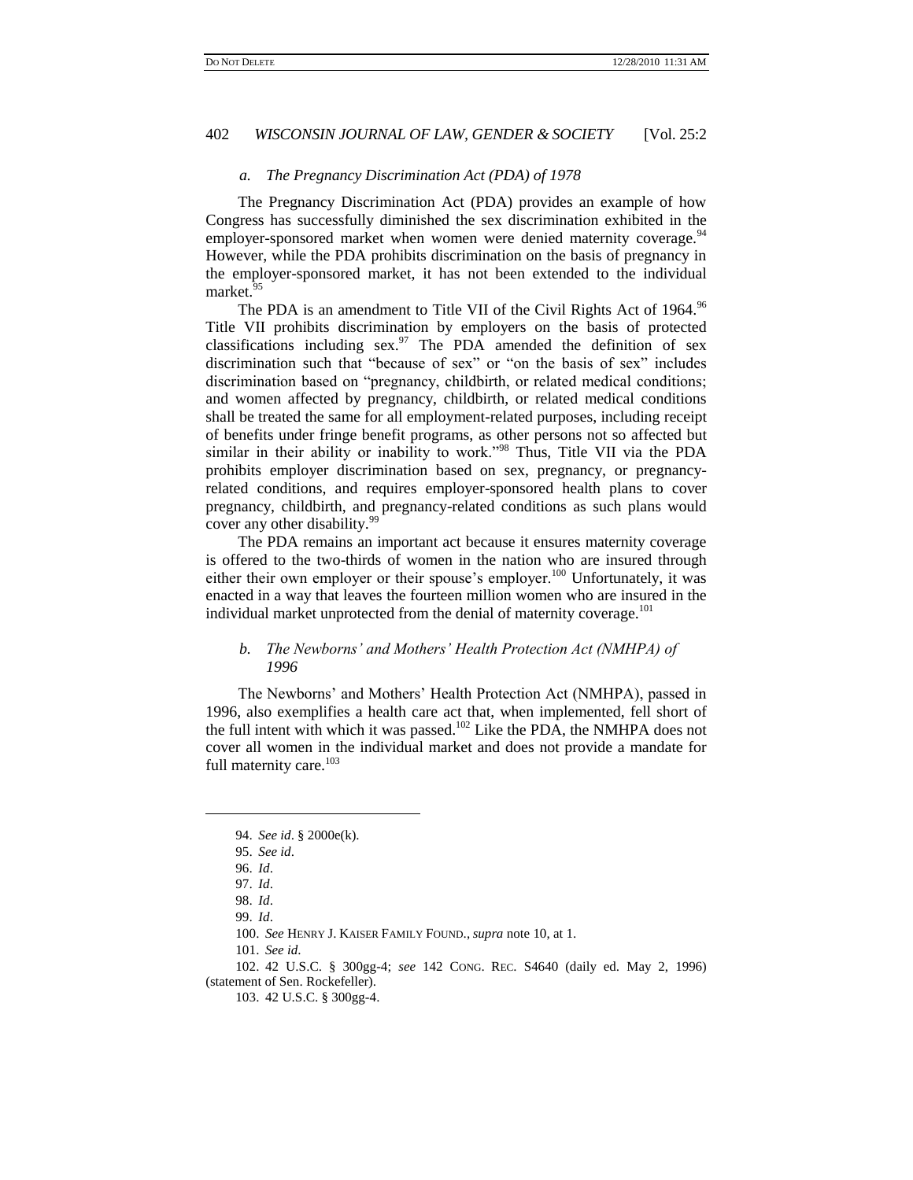### *a. The Pregnancy Discrimination Act (PDA) of 1978*

The Pregnancy Discrimination Act (PDA) provides an example of how Congress has successfully diminished the sex discrimination exhibited in the employer-sponsored market when women were denied maternity coverage.[94] However, while the PDA prohibits discrimination on the basis of pregnancy in the employer-sponsored market, it has not been extended to the individual market.[95]

The PDA is an amendment to Title VII of the Civil Rights Act of 1964.[96] Title VII prohibits discrimination by employers on the basis of protected classifications including sex.[97] The PDA amended the definition of sex discrimination such that "because of sex" or "on the basis of sex" includes discrimination based on "pregnancy, childbirth, or related medical conditions; and women affected by pregnancy, childbirth, or related medical conditions shall be treated the same for all employment-related purposes, including receipt of benefits under fringe benefit programs, as other persons not so affected but similar in their ability or inability to work."[98] Thus, Title VII via the PDA prohibits employer discrimination based on sex, pregnancy, or pregnancy-related conditions, and requires employer-sponsored health plans to cover pregnancy, childbirth, and pregnancy-related conditions as such plans would cover any other disability.[99]

The PDA remains an important act because it ensures maternity coverage is offered to the two-thirds of women in the nation who are insured through either their own employer or their spouse's employer.[100] Unfortunately, it was enacted in a way that leaves the fourteen million women who are insured in the individual market unprotected from the denial of maternity coverage.[101]

### *b. The Newborns' and Mothers' Health Protection Act (NMHPA) of 1996*

The Newborns' and Mothers' Health Protection Act (NMHPA), passed in 1996, also exemplifies a health care act that, when implemented, fell short of the full intent with which it was passed.[102] Like the PDA, the NMHPA does not cover all women in the individual market and does not provide a mandate for full maternity care.[103]

---

94. *See id*. § 2000e(k).

95. *See id*.

96. *Id*.

97. *Id*.

98. *Id*.

99. *Id*.

100. *See* HENRY J. KAISER FAMILY FOUND., *supra* note 10, at 1.

101. *See id*.

102. 42 U.S.C. § 300gg-4; *see* 142 CONG. REC. S4640 (daily ed. May 2, 1996) (statement of Sen. Rockefeller).

103. 42 U.S.C. § 300gg-4.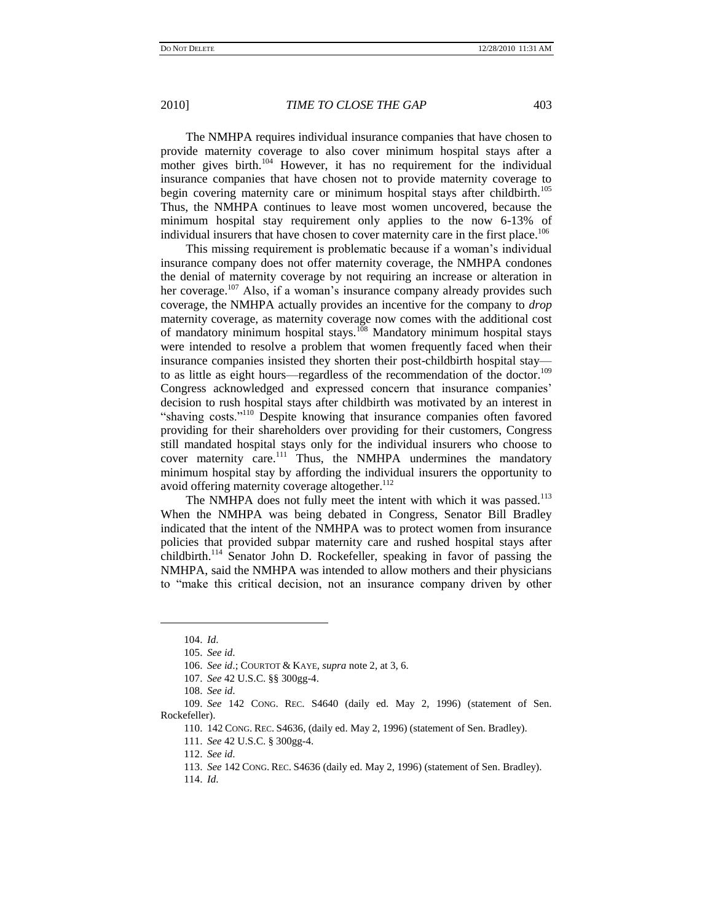The NMHPA requires individual insurance companies that have chosen to provide maternity coverage to also cover minimum hospital stays after a mother gives birth.[104] However, it has no requirement for the individual insurance companies that have chosen not to provide maternity coverage to begin covering maternity care or minimum hospital stays after childbirth.[105] Thus, the NMHPA continues to leave most women uncovered, because the minimum hospital stay requirement only applies to the now 6-13% of individual insurers that have chosen to cover maternity care in the first place.[106]

This missing requirement is problematic because if a woman's individual insurance company does not offer maternity coverage, the NMHPA condones the denial of maternity coverage by not requiring an increase or alteration in her coverage.[107] Also, if a woman's insurance company already provides such coverage, the NMHPA actually provides an incentive for the company to *drop* maternity coverage, as maternity coverage now comes with the additional cost of mandatory minimum hospital stays.[108] Mandatory minimum hospital stays were intended to resolve a problem that women frequently faced when their insurance companies insisted they shorten their post-childbirth hospital stay—to as little as eight hours—regardless of the recommendation of the doctor.[109] Congress acknowledged and expressed concern that insurance companies' decision to rush hospital stays after childbirth was motivated by an interest in "shaving costs."[110] Despite knowing that insurance companies often favored providing for their shareholders over providing for their customers, Congress still mandated hospital stays only for the individual insurers who choose to cover maternity care.[111] Thus, the NMHPA undermines the mandatory minimum hospital stay by affording the individual insurers the opportunity to avoid offering maternity coverage altogether.[112]

The NMHPA does not fully meet the intent with which it was passed.[113] When the NMHPA was being debated in Congress, Senator Bill Bradley indicated that the intent of the NMHPA was to protect women from insurance policies that provided subpar maternity care and rushed hospital stays after childbirth.[114] Senator John D. Rockefeller, speaking in favor of passing the NMHPA, said the NMHPA was intended to allow mothers and their physicians to "make this critical decision, not an insurance company driven by other

---

104. *Id.*

105. *See id.*

106. *See id.*; COURTOT & KAYE, *supra* note 2, at 3, 6.

107. *See* 42 U.S.C. §§ 300gg-4.

108. *See id.*

109. *See* 142 CONG. REC. S4640 (daily ed. May 2, 1996) (statement of Sen. Rockefeller).

110. 142 CONG. REC. S4636, (daily ed. May 2, 1996) (statement of Sen. Bradley).

111. *See* 42 U.S.C. § 300gg-4.

112. *See id.*

113. *See* 142 CONG. REC. S4636 (daily ed. May 2, 1996) (statement of Sen. Bradley).

114. *Id.*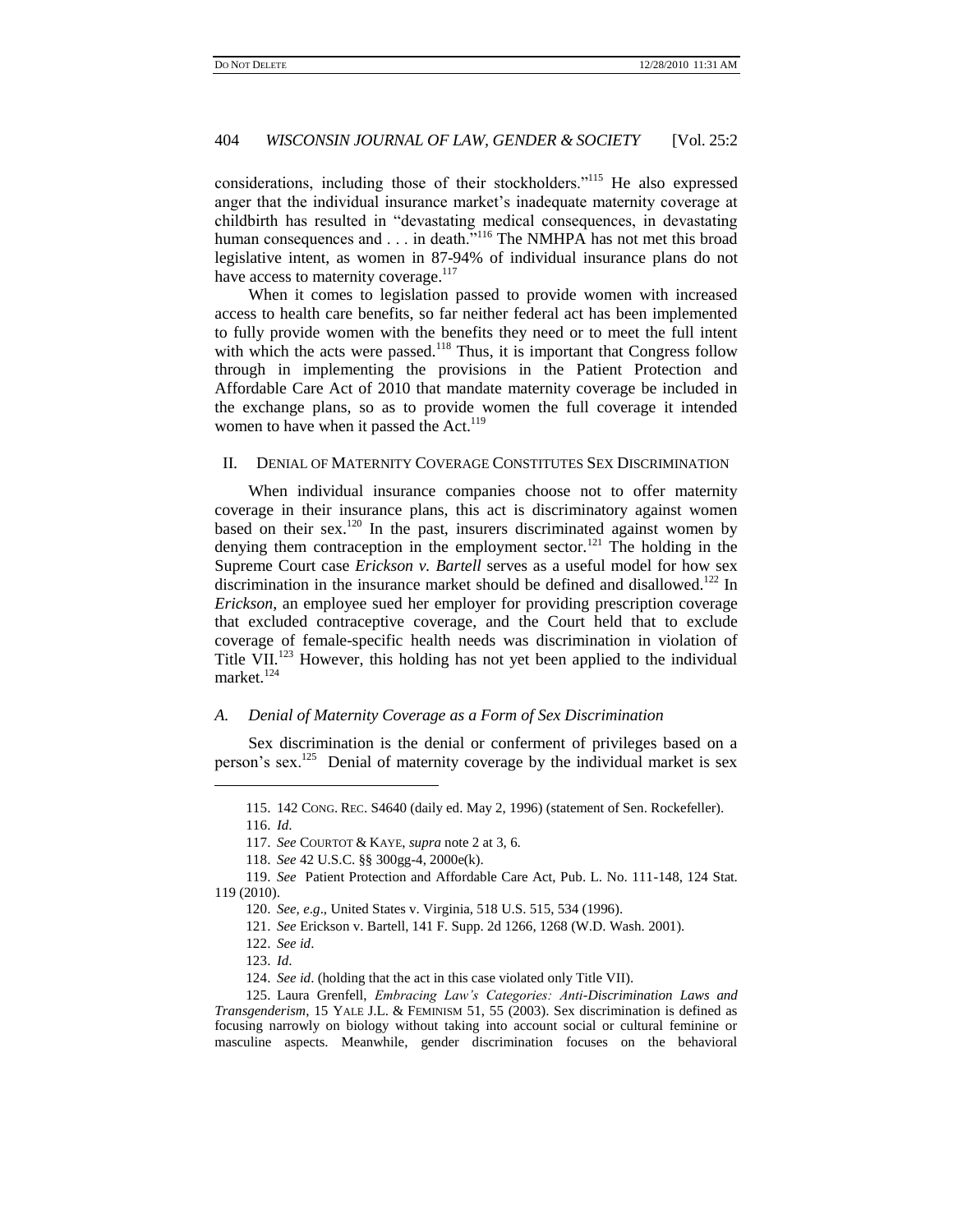considerations, including those of their stockholders."[115] He also expressed anger that the individual insurance market's inadequate maternity coverage at childbirth has resulted in "devastating medical consequences, in devastating human consequences and . . . in death."[116] The NMHPA has not met this broad legislative intent, as women in 87-94% of individual insurance plans do not have access to maternity coverage.[117]

When it comes to legislation passed to provide women with increased access to health care benefits, so far neither federal act has been implemented to fully provide women with the benefits they need or to meet the full intent with which the acts were passed.[118] Thus, it is important that Congress follow through in implementing the provisions in the Patient Protection and Affordable Care Act of 2010 that mandate maternity coverage be included in the exchange plans, so as to provide women the full coverage it intended women to have when it passed the Act.[119]

## II. DENIAL OF MATERNITY COVERAGE CONSTITUTES SEX DISCRIMINATION

When individual insurance companies choose not to offer maternity coverage in their insurance plans, this act is discriminatory against women based on their sex.[120] In the past, insurers discriminated against women by denying them contraception in the employment sector.[121] The holding in the Supreme Court case *Erickson v. Bartell* serves as a useful model for how sex discrimination in the insurance market should be defined and disallowed.[122] In *Erickson*, an employee sued her employer for providing prescription coverage that excluded contraceptive coverage, and the Court held that to exclude coverage of female-specific health needs was discrimination in violation of Title VII.[123] However, this holding has not yet been applied to the individual market.[124]

### *A. Denial of Maternity Coverage as a Form of Sex Discrimination*

Sex discrimination is the denial or conferment of privileges based on a person's sex.[125] Denial of maternity coverage by the individual market is sex

---

115. 142 CONG. REC. S4640 (daily ed. May 2, 1996) (statement of Sen. Rockefeller).

116. *Id.*

117. *See* COURTOT & KAYE, *supra* note 2 at 3, 6.

118. *See* 42 U.S.C. §§ 300gg-4, 2000e(k).

119. *See* Patient Protection and Affordable Care Act, Pub. L. No. 111-148, 124 Stat. 119 (2010).

120. *See, e.g*., United States v. Virginia, 518 U.S. 515, 534 (1996).

121. *See* Erickson v. Bartell, 141 F. Supp. 2d 1266, 1268 (W.D. Wash. 2001).

122. *See id*.

123. *Id.*

124. *See id*. (holding that the act in this case violated only Title VII).

125. Laura Grenfell, *Embracing Law's Categories: Anti-Discrimination Laws and Transgenderism*, 15 YALE J.L. & FEMINISM 51, 55 (2003). Sex discrimination is defined as focusing narrowly on biology without taking into account social or cultural feminine or masculine aspects. Meanwhile, gender discrimination focuses on the behavioral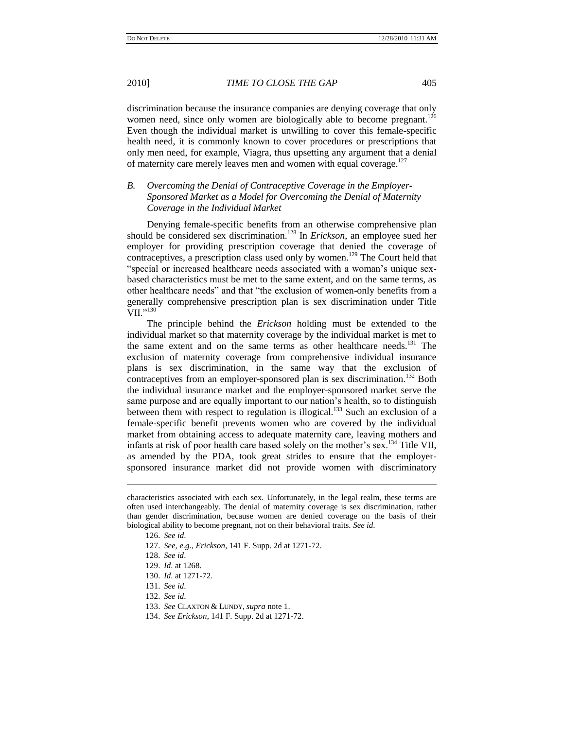discrimination because the insurance companies are denying coverage that only women need, since only women are biologically able to become pregnant.[126] Even though the individual market is unwilling to cover this female-specific health need, it is commonly known to cover procedures or prescriptions that only men need, for example, Viagra, thus upsetting any argument that a denial of maternity care merely leaves men and women with equal coverage.[127]

### *B. Overcoming the Denial of Contraceptive Coverage in the Employer-Sponsored Market as a Model for Overcoming the Denial of Maternity Coverage in the Individual Market*

Denying female-specific benefits from an otherwise comprehensive plan should be considered sex discrimination.[128] In *Erickson*, an employee sued her employer for providing prescription coverage that denied the coverage of contraceptives, a prescription class used only by women.[129] The Court held that "special or increased healthcare needs associated with a woman's unique sex-based characteristics must be met to the same extent, and on the same terms, as other healthcare needs" and that "the exclusion of women-only benefits from a generally comprehensive prescription plan is sex discrimination under Title VII."[130]

The principle behind the *Erickson* holding must be extended to the individual market so that maternity coverage by the individual market is met to the same extent and on the same terms as other healthcare needs.[131] The exclusion of maternity coverage from comprehensive individual insurance plans is sex discrimination, in the same way that the exclusion of contraceptives from an employer-sponsored plan is sex discrimination.[132] Both the individual insurance market and the employer-sponsored market serve the same purpose and are equally important to our nation's health, so to distinguish between them with respect to regulation is illogical.[133] Such an exclusion of a female-specific benefit prevents women who are covered by the individual market from obtaining access to adequate maternity care, leaving mothers and infants at risk of poor health care based solely on the mother's sex.[134] Title VII, as amended by the PDA, took great strides to ensure that the employer-sponsored insurance market did not provide women with discriminatory

---

characteristics associated with each sex. Unfortunately, in the legal realm, these terms are often used interchangeably. The denial of maternity coverage is sex discrimination, rather than gender discrimination, because women are denied coverage on the basis of their biological ability to become pregnant, not on their behavioral traits. *See id*.

126. *See id*.

127. *See, e.g*., *Erickson*, 141 F. Supp. 2d at 1271-72.

128. *See id*.

129. *Id*. at 1268.

130. *Id*. at 1271-72.

131. *See id*.

132. *See id*.

133. *See* CLAXTON & LUNDY, *supra* note 1.

134. *See Erickson*, 141 F. Supp. 2d at 1271-72.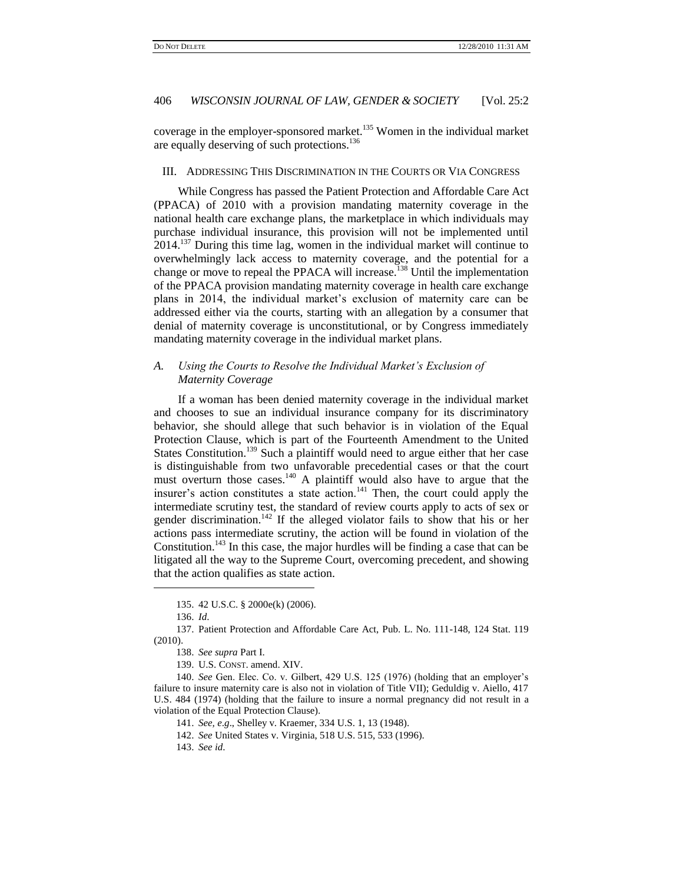coverage in the employer-sponsored market.[135] Women in the individual market are equally deserving of such protections.[136]

## III. Addressing This Discrimination in the Courts or Via Congress

While Congress has passed the Patient Protection and Affordable Care Act (PPACA) of 2010 with a provision mandating maternity coverage in the national health care exchange plans, the marketplace in which individuals may purchase individual insurance, this provision will not be implemented until 2014.[137] During this time lag, women in the individual market will continue to overwhelmingly lack access to maternity coverage, and the potential for a change or move to repeal the PPACA will increase.[138] Until the implementation of the PPACA provision mandating maternity coverage in health care exchange plans in 2014, the individual market's exclusion of maternity care can be addressed either via the courts, starting with an allegation by a consumer that denial of maternity coverage is unconstitutional, or by Congress immediately mandating maternity coverage in the individual market plans.

### A. *Using the Courts to Resolve the Individual Market's Exclusion of Maternity Coverage*

If a woman has been denied maternity coverage in the individual market and chooses to sue an individual insurance company for its discriminatory behavior, she should allege that such behavior is in violation of the Equal Protection Clause, which is part of the Fourteenth Amendment to the United States Constitution.[139] Such a plaintiff would need to argue either that her case is distinguishable from two unfavorable precedential cases or that the court must overturn those cases.[140] A plaintiff would also have to argue that the insurer's action constitutes a state action.[141] Then, the court could apply the intermediate scrutiny test, the standard of review courts apply to acts of sex or gender discrimination.[142] If the alleged violator fails to show that his or her actions pass intermediate scrutiny, the action will be found in violation of the Constitution.[143] In this case, the major hurdles will be finding a case that can be litigated all the way to the Supreme Court, overcoming precedent, and showing that the action qualifies as state action.

---

135. 42 U.S.C. § 2000e(k) (2006).

136. *Id.*

137. Patient Protection and Affordable Care Act, Pub. L. No. 111-148, 124 Stat. 119 (2010).

138. *See supra* Part I.

139. U.S. Const. amend. XIV.

140. *See* Gen. Elec. Co. v. Gilbert, 429 U.S. 125 (1976) (holding that an employer's failure to insure maternity care is also not in violation of Title VII); Geduldig v. Aiello, 417 U.S. 484 (1974) (holding that the failure to insure a normal pregnancy did not result in a violation of the Equal Protection Clause).

141. *See, e.g.*, Shelley v. Kraemer, 334 U.S. 1, 13 (1948).

142. *See* United States v. Virginia, 518 U.S. 515, 533 (1996).

143. *See id.*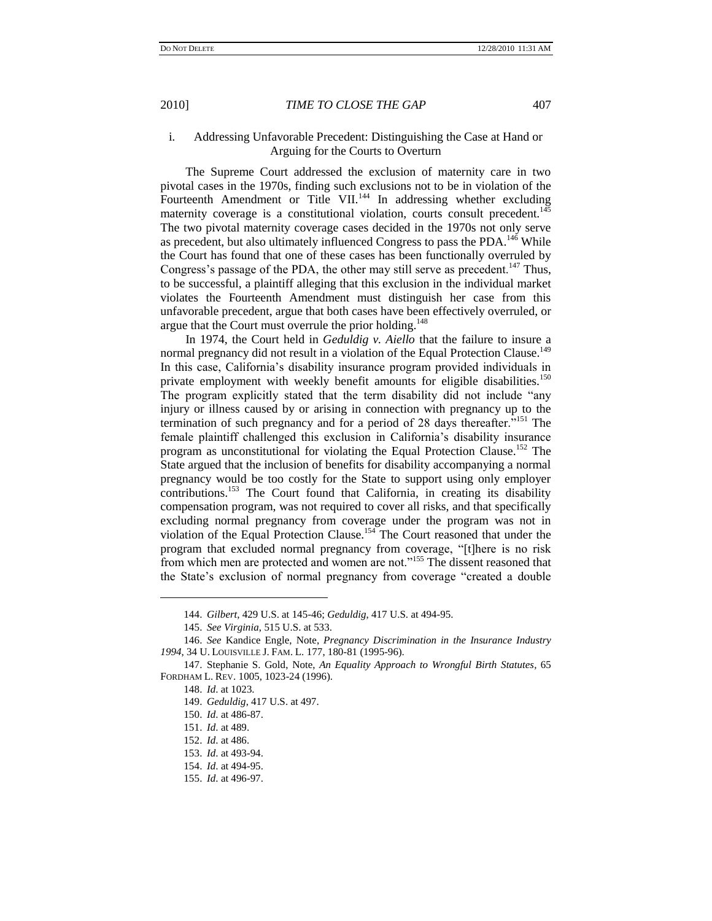#### i. Addressing Unfavorable Precedent: Distinguishing the Case at Hand or Arguing for the Courts to Overturn

The Supreme Court addressed the exclusion of maternity care in two pivotal cases in the 1970s, finding such exclusions not to be in violation of the Fourteenth Amendment or Title VII.[144] In addressing whether excluding maternity coverage is a constitutional violation, courts consult precedent.[145] The two pivotal maternity coverage cases decided in the 1970s not only serve as precedent, but also ultimately influenced Congress to pass the PDA.[146] While the Court has found that one of these cases has been functionally overruled by Congress's passage of the PDA, the other may still serve as precedent.[147] Thus, to be successful, a plaintiff alleging that this exclusion in the individual market violates the Fourteenth Amendment must distinguish her case from this unfavorable precedent, argue that both cases have been effectively overruled, or argue that the Court must overrule the prior holding.[148]

In 1974, the Court held in *Geduldig v. Aiello* that the failure to insure a normal pregnancy did not result in a violation of the Equal Protection Clause.[149] In this case, California's disability insurance program provided individuals in private employment with weekly benefit amounts for eligible disabilities.[150] The program explicitly stated that the term disability did not include "any injury or illness caused by or arising in connection with pregnancy up to the termination of such pregnancy and for a period of 28 days thereafter."[151] The female plaintiff challenged this exclusion in California's disability insurance program as unconstitutional for violating the Equal Protection Clause.[152] The State argued that the inclusion of benefits for disability accompanying a normal pregnancy would be too costly for the State to support using only employer contributions.[153] The Court found that California, in creating its disability compensation program, was not required to cover all risks, and that specifically excluding normal pregnancy from coverage under the program was not in violation of the Equal Protection Clause.[154] The Court reasoned that under the program that excluded normal pregnancy from coverage, "[t]here is no risk from which men are protected and women are not."[155] The dissent reasoned that the State's exclusion of normal pregnancy from coverage "created a double

---

144. *Gilbert*, 429 U.S. at 145-46; *Geduldig*, 417 U.S. at 494-95.

145. *See Virginia*, 515 U.S. at 533.

146. *See* Kandice Engle, Note, *Pregnancy Discrimination in the Insurance Industry 1994*, 34 U. LOUISVILLE J. FAM. L. 177, 180-81 (1995-96).

147. Stephanie S. Gold, Note, *An Equality Approach to Wrongful Birth Statutes*, 65 FORDHAM L. REV. 1005, 1023-24 (1996).

148. *Id.* at 1023.

149. *Geduldig*, 417 U.S. at 497.

150. *Id.* at 486-87.

151. *Id.* at 489.

152. *Id.* at 486.

153. *Id.* at 493-94.

154. *Id.* at 494-95.

155. *Id.* at 496-97.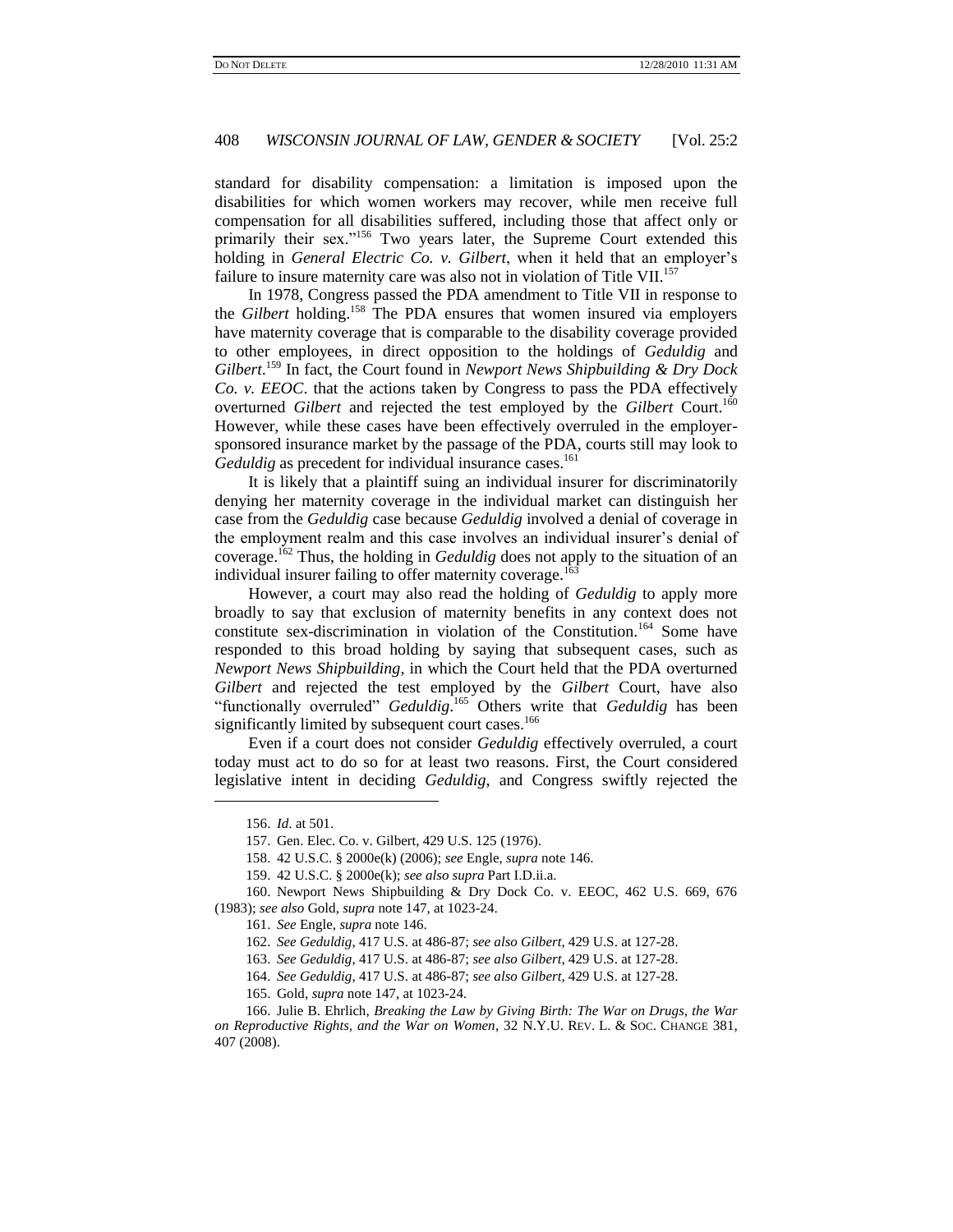standard for disability compensation: a limitation is imposed upon the disabilities for which women workers may recover, while men receive full compensation for all disabilities suffered, including those that affect only or primarily their sex."[156] Two years later, the Supreme Court extended this holding in *General Electric Co. v. Gilbert*, when it held that an employer's failure to insure maternity care was also not in violation of Title VII.[157]

In 1978, Congress passed the PDA amendment to Title VII in response to the *Gilbert* holding.[158] The PDA ensures that women insured via employers have maternity coverage that is comparable to the disability coverage provided to other employees, in direct opposition to the holdings of *Geduldig* and *Gilbert*.[159] In fact, the Court found in *Newport News Shipbuilding & Dry Dock Co. v. EEOC*. that the actions taken by Congress to pass the PDA effectively overturned *Gilbert* and rejected the test employed by the *Gilbert* Court.[160] However, while these cases have been effectively overruled in the employer-sponsored insurance market by the passage of the PDA, courts still may look to *Geduldig* as precedent for individual insurance cases.[161]

It is likely that a plaintiff suing an individual insurer for discriminatorily denying her maternity coverage in the individual market can distinguish her case from the *Geduldig* case because *Geduldig* involved a denial of coverage in the employment realm and this case involves an individual insurer's denial of coverage.[162] Thus, the holding in *Geduldig* does not apply to the situation of an individual insurer failing to offer maternity coverage.[163]

However, a court may also read the holding of *Geduldig* to apply more broadly to say that exclusion of maternity benefits in any context does not constitute sex-discrimination in violation of the Constitution.[164] Some have responded to this broad holding by saying that subsequent cases, such as *Newport News Shipbuilding*, in which the Court held that the PDA overturned *Gilbert* and rejected the test employed by the *Gilbert* Court, have also "functionally overruled" *Geduldig*.[165] Others write that *Geduldig* has been significantly limited by subsequent court cases.[166]

Even if a court does not consider *Geduldig* effectively overruled, a court today must act to do so for at least two reasons. First, the Court considered legislative intent in deciding *Geduldig*, and Congress swiftly rejected the

---

156. *Id*. at 501.

157. Gen. Elec. Co. v. Gilbert, 429 U.S. 125 (1976).

158. 42 U.S.C. § 2000e(k) (2006); *see* Engle, *supra* note 146.

159. 42 U.S.C. § 2000e(k); *see also supra* Part I.D.ii.a.

160. Newport News Shipbuilding & Dry Dock Co. v. EEOC, 462 U.S. 669, 676 (1983); *see also* Gold, *supra* note 147, at 1023-24.

161. *See* Engle, *supra* note 146.

162. *See Geduldig*, 417 U.S. at 486-87; *see also Gilbert*, 429 U.S. at 127-28.

163. *See Geduldig*, 417 U.S. at 486-87; *see also Gilbert*, 429 U.S. at 127-28.

164. *See Geduldig*, 417 U.S. at 486-87; *see also Gilbert*, 429 U.S. at 127-28.

165. Gold, *supra* note 147, at 1023-24.

166. Julie B. Ehrlich, *Breaking the Law by Giving Birth: The War on Drugs, the War on Reproductive Rights, and the War on Women*, 32 N.Y.U. REV. L. & SOC. CHANGE 381, 407 (2008).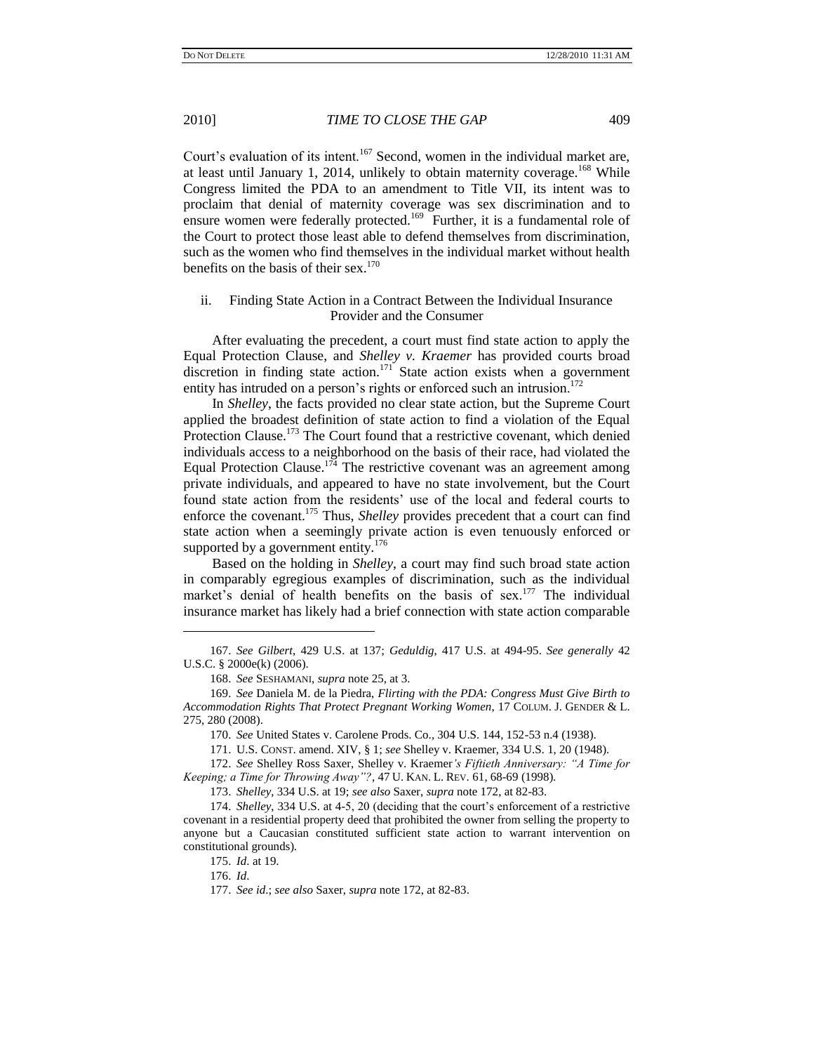Court's evaluation of its intent.[167] Second, women in the individual market are, at least until January 1, 2014, unlikely to obtain maternity coverage.[168] While Congress limited the PDA to an amendment to Title VII, its intent was to proclaim that denial of maternity coverage was sex discrimination and to ensure women were federally protected.[169] Further, it is a fundamental role of the Court to protect those least able to defend themselves from discrimination, such as the women who find themselves in the individual market without health benefits on the basis of their sex.[170]

### ii. Finding State Action in a Contract Between the Individual Insurance Provider and the Consumer

After evaluating the precedent, a court must find state action to apply the Equal Protection Clause, and *Shelley v. Kraemer* has provided courts broad discretion in finding state action.[171] State action exists when a government entity has intruded on a person's rights or enforced such an intrusion.[172]

In *Shelley*, the facts provided no clear state action, but the Supreme Court applied the broadest definition of state action to find a violation of the Equal Protection Clause.[173] The Court found that a restrictive covenant, which denied individuals access to a neighborhood on the basis of their race, had violated the Equal Protection Clause.[174] The restrictive covenant was an agreement among private individuals, and appeared to have no state involvement, but the Court found state action from the residents' use of the local and federal courts to enforce the covenant.[175] Thus, *Shelley* provides precedent that a court can find state action when a seemingly private action is even tenuously enforced or supported by a government entity.[176]

Based on the holding in *Shelley*, a court may find such broad state action in comparably egregious examples of discrimination, such as the individual market's denial of health benefits on the basis of sex.[177] The individual insurance market has likely had a brief connection with state action comparable

---

167. *See Gilbert*, 429 U.S. at 137; *Geduldig*, 417 U.S. at 494-95. *See generally* 42 U.S.C. § 2000e(k) (2006).

168. *See* SESHAMANI, *supra* note 25, at 3.

169. *See* Daniela M. de la Piedra, *Flirting with the PDA: Congress Must Give Birth to Accommodation Rights That Protect Pregnant Working Women*, 17 COLUM. J. GENDER & L. 275, 280 (2008).

170. *See* United States v. Carolene Prods. Co., 304 U.S. 144, 152-53 n.4 (1938).

171. U.S. CONST. amend. XIV, § 1; *see* Shelley v. Kraemer, 334 U.S. 1, 20 (1948).

172. *See* Shelley Ross Saxer, Shelley v. Kraemer*'s Fiftieth Anniversary: "A Time for Keeping; a Time for Throwing Away"?*, 47 U. KAN. L. REV. 61, 68-69 (1998).

173. *Shelley*, 334 U.S. at 19; *see also* Saxer, *supra* note 172, at 82-83.

174. *Shelley*, 334 U.S. at 4-5, 20 (deciding that the court's enforcement of a restrictive covenant in a residential property deed that prohibited the owner from selling the property to anyone but a Caucasian constituted sufficient state action to warrant intervention on constitutional grounds).

175. *Id.* at 19.

176. *Id.*

177. *See id.*; *see also* Saxer, *supra* note 172, at 82-83.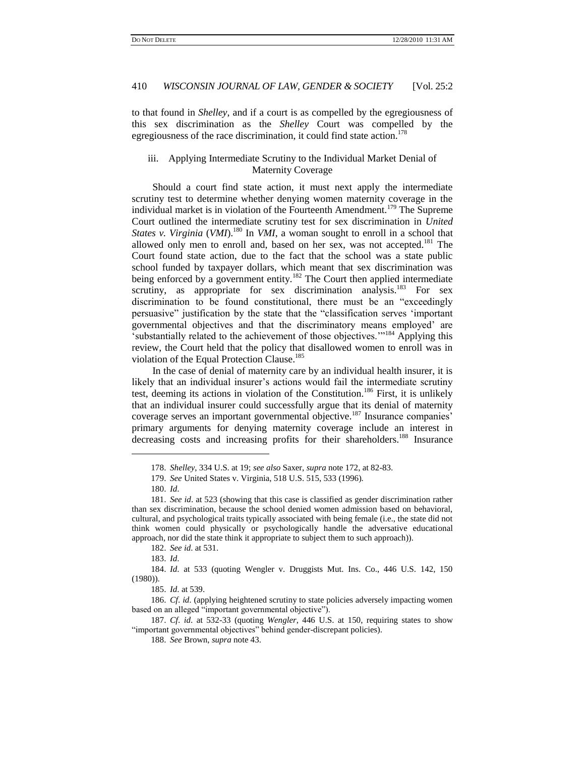to that found in *Shelley*, and if a court is as compelled by the egregiousness of this sex discrimination as the *Shelley* Court was compelled by the egregiousness of the race discrimination, it could find state action.[178]

### iii. Applying Intermediate Scrutiny to the Individual Market Denial of Maternity Coverage

Should a court find state action, it must next apply the intermediate scrutiny test to determine whether denying women maternity coverage in the individual market is in violation of the Fourteenth Amendment.[179] The Supreme Court outlined the intermediate scrutiny test for sex discrimination in *United States v. Virginia* (*VMI*).[180] In *VMI*, a woman sought to enroll in a school that allowed only men to enroll and, based on her sex, was not accepted.[181] The Court found state action, due to the fact that the school was a state public school funded by taxpayer dollars, which meant that sex discrimination was being enforced by a government entity.[182] The Court then applied intermediate scrutiny, as appropriate for sex discrimination analysis.[183] For sex discrimination to be found constitutional, there must be an "exceedingly persuasive" justification by the state that the "classification serves 'important governmental objectives and that the discriminatory means employed' are 'substantially related to the achievement of those objectives.'"[184] Applying this review, the Court held that the policy that disallowed women to enroll was in violation of the Equal Protection Clause.[185]

In the case of denial of maternity care by an individual health insurer, it is likely that an individual insurer's actions would fail the intermediate scrutiny test, deeming its actions in violation of the Constitution.[186] First, it is unlikely that an individual insurer could successfully argue that its denial of maternity coverage serves an important governmental objective.[187] Insurance companies' primary arguments for denying maternity coverage include an interest in decreasing costs and increasing profits for their shareholders.[188] Insurance

---

178. *Shelley*, 334 U.S. at 19; *see also* Saxer, *supra* note 172, at 82-83.

179. *See* United States v. Virginia, 518 U.S. 515, 533 (1996).

180. *Id*.

181. *See id*. at 523 (showing that this case is classified as gender discrimination rather than sex discrimination, because the school denied women admission based on behavioral, cultural, and psychological traits typically associated with being female (i.e., the state did not think women could physically or psychologically handle the adversative educational approach, nor did the state think it appropriate to subject them to such approach)).

182. *See id*. at 531.

183. *Id*.

184. *Id*. at 533 (quoting Wengler v. Druggists Mut. Ins. Co., 446 U.S. 142, 150 (1980)).

185. *Id*. at 539.

186. *Cf. id*. (applying heightened scrutiny to state policies adversely impacting women based on an alleged "important governmental objective").

187. *Cf. id*. at 532-33 (quoting *Wengler*, 446 U.S. at 150, requiring states to show "important governmental objectives" behind gender-discrepant policies).

188. *See* Brown, *supra* note 43.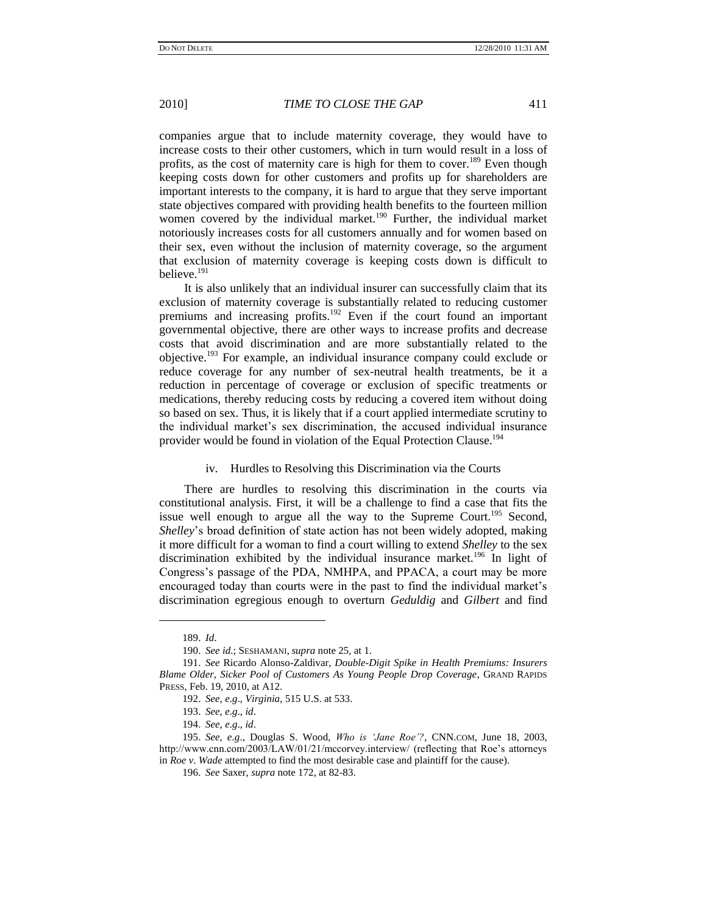companies argue that to include maternity coverage, they would have to increase costs to their other customers, which in turn would result in a loss of profits, as the cost of maternity care is high for them to cover.[189] Even though keeping costs down for other customers and profits up for shareholders are important interests to the company, it is hard to argue that they serve important state objectives compared with providing health benefits to the fourteen million women covered by the individual market.[190] Further, the individual market notoriously increases costs for all customers annually and for women based on their sex, even without the inclusion of maternity coverage, so the argument that exclusion of maternity coverage is keeping costs down is difficult to believe.[191]

It is also unlikely that an individual insurer can successfully claim that its exclusion of maternity coverage is substantially related to reducing customer premiums and increasing profits.[192] Even if the court found an important governmental objective, there are other ways to increase profits and decrease costs that avoid discrimination and are more substantially related to the objective.[193] For example, an individual insurance company could exclude or reduce coverage for any number of sex-neutral health treatments, be it a reduction in percentage of coverage or exclusion of specific treatments or medications, thereby reducing costs by reducing a covered item without doing so based on sex. Thus, it is likely that if a court applied intermediate scrutiny to the individual market's sex discrimination, the accused individual insurance provider would be found in violation of the Equal Protection Clause.[194]

#### iv. Hurdles to Resolving this Discrimination via the Courts

There are hurdles to resolving this discrimination in the courts via constitutional analysis. First, it will be a challenge to find a case that fits the issue well enough to argue all the way to the Supreme Court.[195] Second, *Shelley*'s broad definition of state action has not been widely adopted, making it more difficult for a woman to find a court willing to extend *Shelley* to the sex discrimination exhibited by the individual insurance market.[196] In light of Congress's passage of the PDA, NMHPA, and PPACA, a court may be more encouraged today than courts were in the past to find the individual market's discrimination egregious enough to overturn *Geduldig* and *Gilbert* and find

---

189. *Id.*

190. *See id.*; SESHAMANI, *supra* note 25, at 1.

191. *See* Ricardo Alonso-Zaldivar, *Double-Digit Spike in Health Premiums: Insurers Blame Older, Sicker Pool of Customers As Young People Drop Coverage*, GRAND RAPIDS PRESS, Feb. 19, 2010, at A12.

192. *See, e.g.*, *Virginia*, 515 U.S. at 533.

193. *See, e.g.*, *id*.

194. *See, e.g.*, *id*.

195. *See, e.g.*, Douglas S. Wood, *Who is 'Jane Roe'?*, CNN.COM, June 18, 2003, http://www.cnn.com/2003/LAW/01/21/mccorvey.interview/ (reflecting that Roe's attorneys in *Roe v. Wade* attempted to find the most desirable case and plaintiff for the cause).

196. *See* Saxer, *supra* note 172, at 82-83.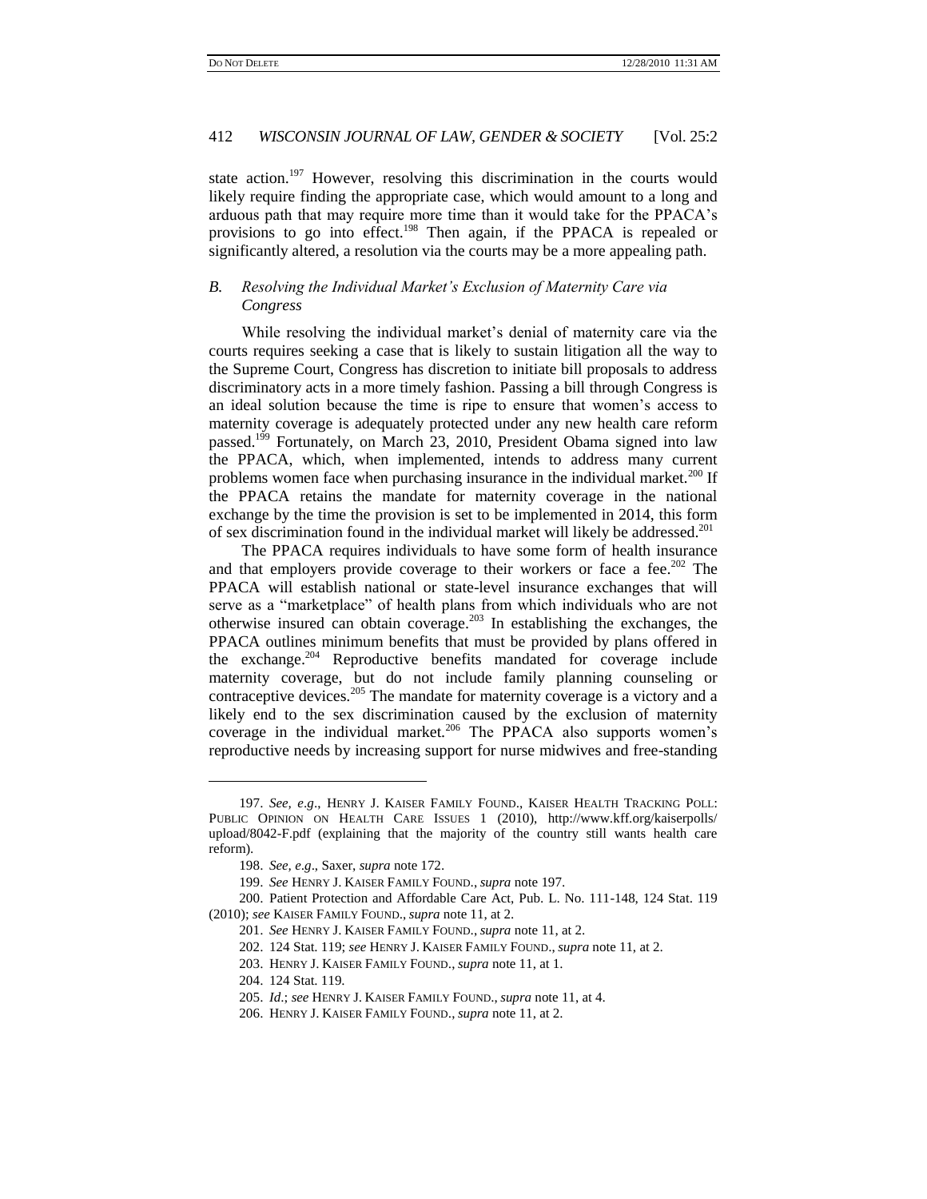state action.[197] However, resolving this discrimination in the courts would likely require finding the appropriate case, which would amount to a long and arduous path that may require more time than it would take for the PPACA's provisions to go into effect.[198] Then again, if the PPACA is repealed or significantly altered, a resolution via the courts may be a more appealing path.

### *B. Resolving the Individual Market's Exclusion of Maternity Care via Congress*

While resolving the individual market's denial of maternity care via the courts requires seeking a case that is likely to sustain litigation all the way to the Supreme Court, Congress has discretion to initiate bill proposals to address discriminatory acts in a more timely fashion. Passing a bill through Congress is an ideal solution because the time is ripe to ensure that women's access to maternity coverage is adequately protected under any new health care reform passed.[199] Fortunately, on March 23, 2010, President Obama signed into law the PPACA, which, when implemented, intends to address many current problems women face when purchasing insurance in the individual market.[200] If the PPACA retains the mandate for maternity coverage in the national exchange by the time the provision is set to be implemented in 2014, this form of sex discrimination found in the individual market will likely be addressed.[201]

The PPACA requires individuals to have some form of health insurance and that employers provide coverage to their workers or face a fee.[202] The PPACA will establish national or state-level insurance exchanges that will serve as a "marketplace" of health plans from which individuals who are not otherwise insured can obtain coverage.[203] In establishing the exchanges, the PPACA outlines minimum benefits that must be provided by plans offered in the exchange.[204] Reproductive benefits mandated for coverage include maternity coverage, but do not include family planning counseling or contraceptive devices.[205] The mandate for maternity coverage is a victory and a likely end to the sex discrimination caused by the exclusion of maternity coverage in the individual market.[206] The PPACA also supports women's reproductive needs by increasing support for nurse midwives and free-standing

---

197. *See, e.g.*, HENRY J. KAISER FAMILY FOUND., KAISER HEALTH TRACKING POLL: PUBLIC OPINION ON HEALTH CARE ISSUES 1 (2010), http://www.kff.org/kaiserpolls/upload/8042-F.pdf (explaining that the majority of the country still wants health care reform).

198. *See, e.g.*, Saxer, *supra* note 172.

199. *See* HENRY J. KAISER FAMILY FOUND., *supra* note 197.

200. Patient Protection and Affordable Care Act, Pub. L. No. 111-148, 124 Stat. 119 (2010); *see* KAISER FAMILY FOUND., *supra* note 11, at 2.

201. *See* HENRY J. KAISER FAMILY FOUND., *supra* note 11, at 2.

202. 124 Stat. 119; *see* HENRY J. KAISER FAMILY FOUND., *supra* note 11, at 2.

203. HENRY J. KAISER FAMILY FOUND., *supra* note 11, at 1.

204. 124 Stat. 119.

205. *Id.*; *see* HENRY J. KAISER FAMILY FOUND., *supra* note 11, at 4.

206. HENRY J. KAISER FAMILY FOUND., *supra* note 11, at 2.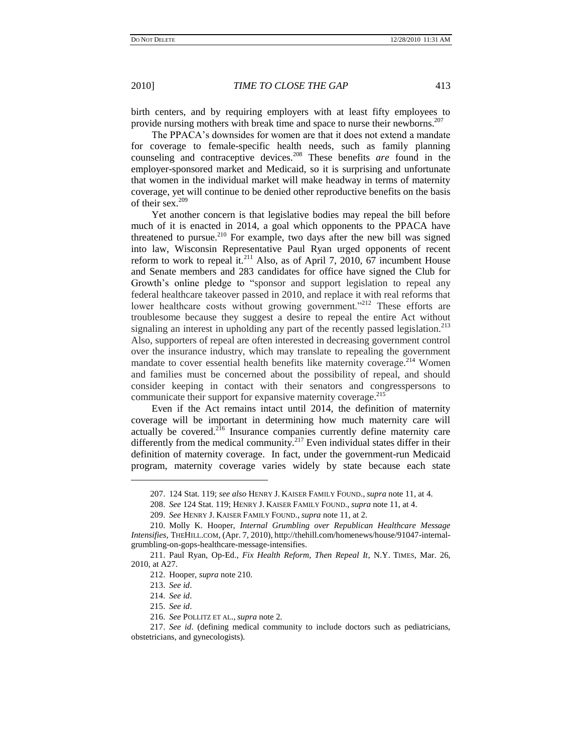birth centers, and by requiring employers with at least fifty employees to provide nursing mothers with break time and space to nurse their newborns.[207]

The PPACA's downsides for women are that it does not extend a mandate for coverage to female-specific health needs, such as family planning counseling and contraceptive devices.[208] These benefits *are* found in the employer-sponsored market and Medicaid, so it is surprising and unfortunate that women in the individual market will make headway in terms of maternity coverage, yet will continue to be denied other reproductive benefits on the basis of their sex.[209]

Yet another concern is that legislative bodies may repeal the bill before much of it is enacted in 2014, a goal which opponents to the PPACA have threatened to pursue.[210] For example, two days after the new bill was signed into law, Wisconsin Representative Paul Ryan urged opponents of recent reform to work to repeal it.[211] Also, as of April 7, 2010, 67 incumbent House and Senate members and 283 candidates for office have signed the Club for Growth's online pledge to "sponsor and support legislation to repeal any federal healthcare takeover passed in 2010, and replace it with real reforms that lower healthcare costs without growing government."[212] These efforts are troublesome because they suggest a desire to repeal the entire Act without signaling an interest in upholding any part of the recently passed legislation.[213] Also, supporters of repeal are often interested in decreasing government control over the insurance industry, which may translate to repealing the government mandate to cover essential health benefits like maternity coverage.[214] Women and families must be concerned about the possibility of repeal, and should consider keeping in contact with their senators and congresspersons to communicate their support for expansive maternity coverage.[215]

Even if the Act remains intact until 2014, the definition of maternity coverage will be important in determining how much maternity care will actually be covered.[216] Insurance companies currently define maternity care differently from the medical community.[217] Even individual states differ in their definition of maternity coverage. In fact, under the government-run Medicaid program, maternity coverage varies widely by state because each state

---

207. 124 Stat. 119; *see also* HENRY J. KAISER FAMILY FOUND., *supra* note 11, at 4.

208. *See* 124 Stat. 119; HENRY J. KAISER FAMILY FOUND., *supra* note 11, at 4.

209. *See* HENRY J. KAISER FAMILY FOUND., *supra* note 11, at 2.

210. Molly K. Hooper, *Internal Grumbling over Republican Healthcare Message Intensifies*, THEHILL.COM, (Apr. 7, 2010), http://thehill.com/homenews/house/91047-internal-grumbling-on-gops-healthcare-message-intensifies.

211. Paul Ryan, Op-Ed., *Fix Health Reform, Then Repeal It*, N.Y. TIMES, Mar. 26, 2010, at A27.

212. Hooper, *supra* note 210.

213. *See id*.

214. *See id*.

215. *See id*.

216. *See* POLLITZ ET AL., *supra* note 2.

217. *See id*. (defining medical community to include doctors such as pediatricians, obstetricians, and gynecologists).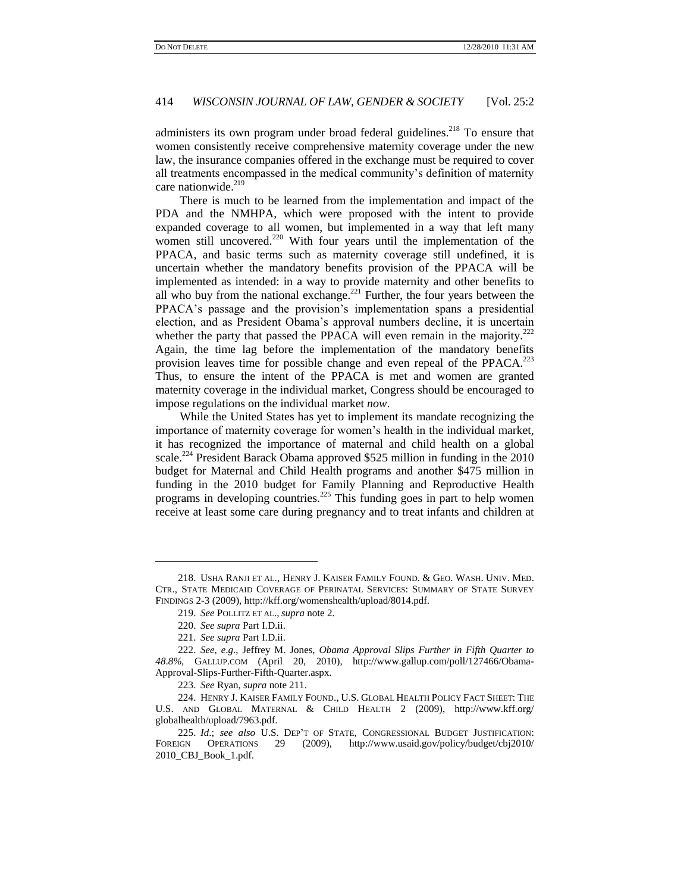administers its own program under broad federal guidelines.[218] To ensure that women consistently receive comprehensive maternity coverage under the new law, the insurance companies offered in the exchange must be required to cover all treatments encompassed in the medical community's definition of maternity care nationwide.[219]

There is much to be learned from the implementation and impact of the PDA and the NMHPA, which were proposed with the intent to provide expanded coverage to all women, but implemented in a way that left many women still uncovered.[220] With four years until the implementation of the PPACA, and basic terms such as maternity coverage still undefined, it is uncertain whether the mandatory benefits provision of the PPACA will be implemented as intended: in a way to provide maternity and other benefits to all who buy from the national exchange.[221] Further, the four years between the PPACA's passage and the provision's implementation spans a presidential election, and as President Obama's approval numbers decline, it is uncertain whether the party that passed the PPACA will even remain in the majority.[222] Again, the time lag before the implementation of the mandatory benefits provision leaves time for possible change and even repeal of the PPACA.[223] Thus, to ensure the intent of the PPACA is met and women are granted maternity coverage in the individual market, Congress should be encouraged to impose regulations on the individual market *now*.

While the United States has yet to implement its mandate recognizing the importance of maternity coverage for women's health in the individual market, it has recognized the importance of maternal and child health on a global scale.[224] President Barack Obama approved \$525 million in funding in the 2010 budget for Maternal and Child Health programs and another \$475 million in funding in the 2010 budget for Family Planning and Reproductive Health programs in developing countries.[225] This funding goes in part to help women receive at least some care during pregnancy and to treat infants and children at

---

218. USHA RANJI ET AL., HENRY J. KAISER FAMILY FOUND. & GEO. WASH. UNIV. MED. CTR., STATE MEDICAID COVERAGE OF PERINATAL SERVICES: SUMMARY OF STATE SURVEY FINDINGS 2-3 (2009), http://kff.org/womenshealth/upload/8014.pdf.

219. *See* POLLITZ ET AL., *supra* note 2.

220. *See supra* Part I.D.ii.

221. *See supra* Part I.D.ii.

222. *See, e.g*., Jeffrey M. Jones, *Obama Approval Slips Further in Fifth Quarter to 48.8%*, GALLUP.COM (April 20, 2010), http://www.gallup.com/poll/127466/Obama-Approval-Slips-Further-Fifth-Quarter.aspx.

223. *See* Ryan, *supra* note 211.

224. HENRY J. KAISER FAMILY FOUND., U.S. GLOBAL HEALTH POLICY FACT SHEET: THE U.S. AND GLOBAL MATERNAL & CHILD HEALTH 2 (2009), http://www.kff.org/globalhealth/upload/7963.pdf.

225. *Id*.; *see also* U.S. DEP'T OF STATE, CONGRESSIONAL BUDGET JUSTIFICATION: FOREIGN OPERATIONS 29 (2009), http://www.usaid.gov/policy/budget/cbj2010/2010_CBJ_Book_1.pdf.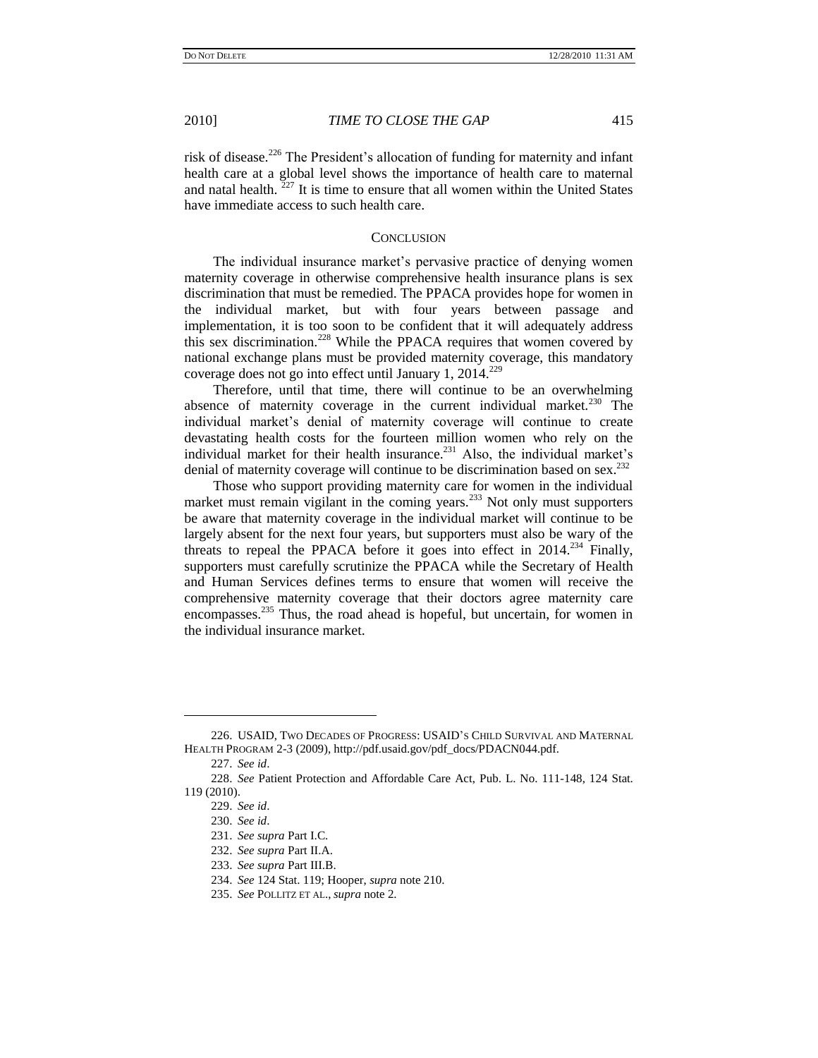risk of disease.[226] The President's allocation of funding for maternity and infant health care at a global level shows the importance of health care to maternal and natal health. [227] It is time to ensure that all women within the United States have immediate access to such health care.

## CONCLUSION

The individual insurance market's pervasive practice of denying women maternity coverage in otherwise comprehensive health insurance plans is sex discrimination that must be remedied. The PPACA provides hope for women in the individual market, but with four years between passage and implementation, it is too soon to be confident that it will adequately address this sex discrimination.[228] While the PPACA requires that women covered by national exchange plans must be provided maternity coverage, this mandatory coverage does not go into effect until January 1, 2014.[229]

Therefore, until that time, there will continue to be an overwhelming absence of maternity coverage in the current individual market.[230] The individual market's denial of maternity coverage will continue to create devastating health costs for the fourteen million women who rely on the individual market for their health insurance.[231] Also, the individual market's denial of maternity coverage will continue to be discrimination based on sex.[232]

Those who support providing maternity care for women in the individual market must remain vigilant in the coming years.[233] Not only must supporters be aware that maternity coverage in the individual market will continue to be largely absent for the next four years, but supporters must also be wary of the threats to repeal the PPACA before it goes into effect in 2014.[234] Finally, supporters must carefully scrutinize the PPACA while the Secretary of Health and Human Services defines terms to ensure that women will receive the comprehensive maternity coverage that their doctors agree maternity care encompasses.[235] Thus, the road ahead is hopeful, but uncertain, for women in the individual insurance market.

---

226. USAID, TWO DECADES OF PROGRESS: USAID'S CHILD SURVIVAL AND MATERNAL HEALTH PROGRAM 2-3 (2009), http://pdf.usaid.gov/pdf_docs/PDACN044.pdf.

227. *See id*.

228. *See* Patient Protection and Affordable Care Act, Pub. L. No. 111-148, 124 Stat. 119 (2010).

229. *See id*.

230. *See id*.

231. *See supra* Part I.C.

232. *See supra* Part II.A.

233. *See supra* Part III.B.

234. *See* 124 Stat. 119; Hooper, *supra* note 210.

235. *See* POLLITZ ET AL., *supra* note 2.